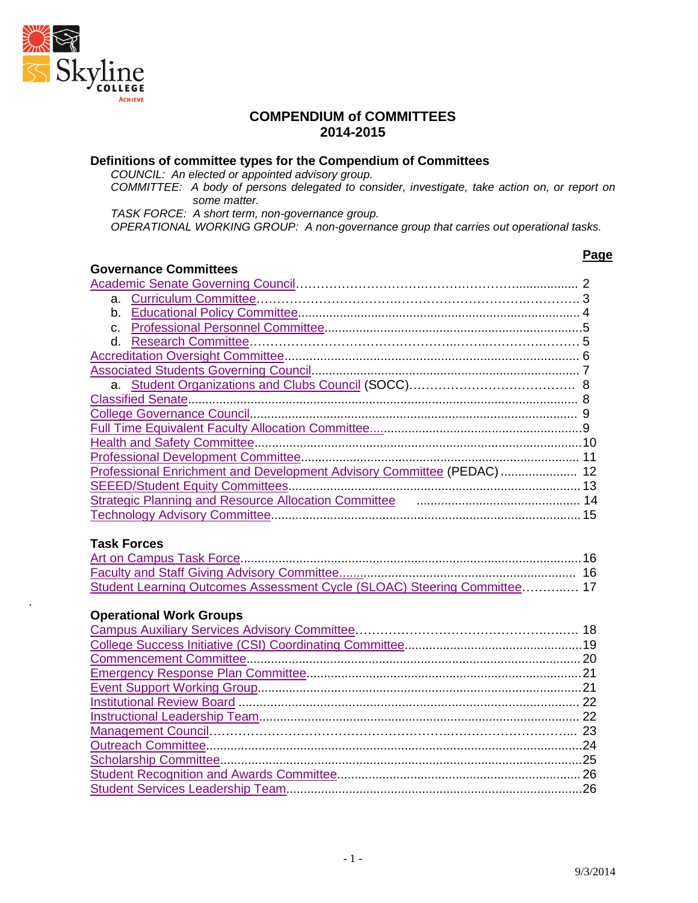# COMPENDIUM of COMMITTEES
## 2014-2015

### Definitions of committee types for the Compendium of Committees

*COUNCIL: An elected or appointed advisory group.*

*COMMITTEE: A body of persons delegated to consider, investigate, take action on, or report on some matter.*

*TASK FORCE: A short term, non-governance group.*

*OPERATIONAL WORKING GROUP: A non-governance group that carries out operational tasks.*

| | **Page** |
|---|---|
| **Governance Committees** | |
| Academic Senate Governing Council | 2 |
| a. Curriculum Committee | 3 |
| b. Educational Policy Committee | 4 |
| c. Professional Personnel Committee | 5 |
| d. Research Committee | 5 |
| Accreditation Oversight Committee | 6 |
| Associated Students Governing Council | 7 |
| a. Student Organizations and Clubs Council (SOCC) | 8 |
| Classified Senate | 8 |
| College Governance Council | 9 |
| Full Time Equivalent Faculty Allocation Committee | 9 |
| Health and Safety Committee | 10 |
| Professional Development Committee | 11 |
| Professional Enrichment and Development Advisory Committee (PEDAC) | 12 |
| SEEED/Student Equity Committees | 13 |
| Strategic Planning and Resource Allocation Committee | 14 |
| Technology Advisory Committee | 15 |
| **Task Forces** | |
| Art on Campus Task Force | 16 |
| Faculty and Staff Giving Advisory Committee | 16 |
| Student Learning Outcomes Assessment Cycle (SLOAC) Steering Committee | 17 |
| **Operational Work Groups** | |
| Campus Auxiliary Services Advisory Committee | 18 |
| College Success Initiative (CSI) Coordinating Committee | 19 |
| Commencement Committee | 20 |
| Emergency Response Plan Committee | 21 |
| Event Support Working Group | 21 |
| Institutional Review Board | 22 |
| Instructional Leadership Team | 22 |
| Management Council | 23 |
| Outreach Committee | 24 |
| Scholarship Committee | 25 |
| Student Recognition and Awards Committee | 26 |
| Student Services Leadership Team | 26 |

9/3/2014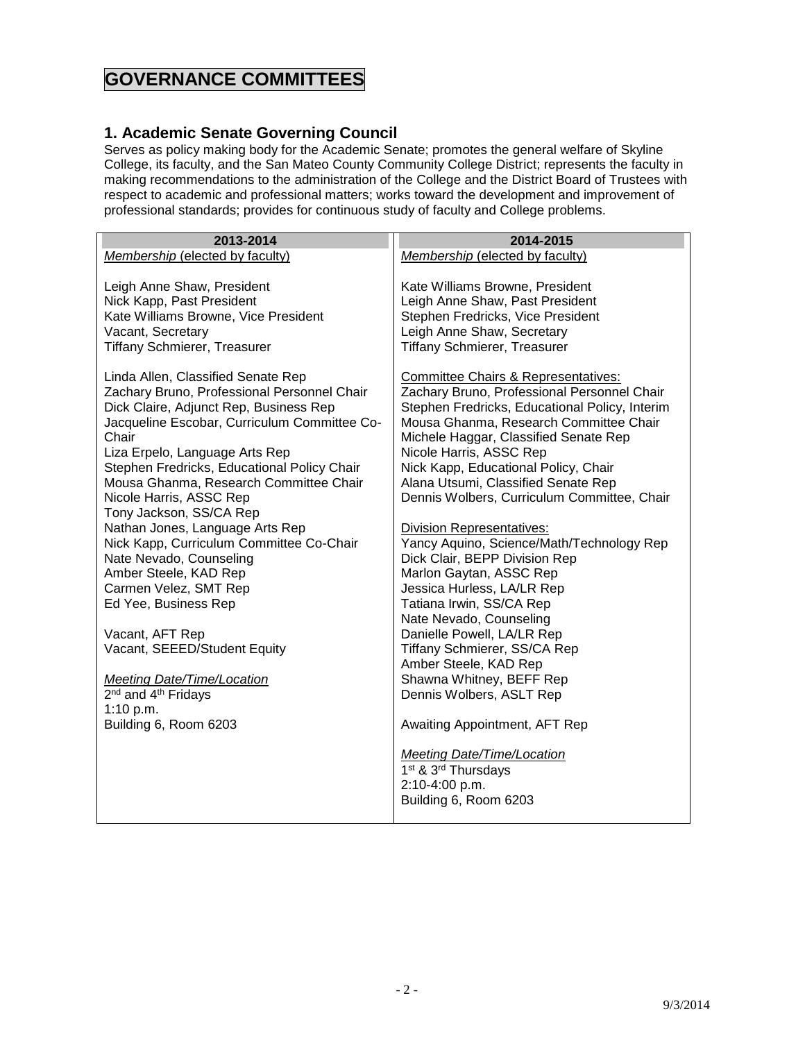# GOVERNANCE COMMITTEES

## 1. Academic Senate Governing Council

Serves as policy making body for the Academic Senate; promotes the general welfare of Skyline College, its faculty, and the San Mateo County Community College District; represents the faculty in making recommendations to the administration of the College and the District Board of Trustees with respect to academic and professional matters; works toward the development and improvement of professional standards; provides for continuous study of faculty and College problems.

| 2013-2014 | 2014-2015 |
|---|---|
| *Membership* (elected by faculty)<br><br>Leigh Anne Shaw, President<br>Nick Kapp, Past President<br>Kate Williams Browne, Vice President<br>Vacant, Secretary<br>Tiffany Schmierer, Treasurer<br><br>Linda Allen, Classified Senate Rep<br>Zachary Bruno, Professional Personnel Chair<br>Dick Claire, Adjunct Rep, Business Rep<br>Jacqueline Escobar, Curriculum Committee Co-Chair<br>Liza Erpelo, Language Arts Rep<br>Stephen Fredricks, Educational Policy Chair<br>Mousa Ghanma, Research Committee Chair<br>Nicole Harris, ASSC Rep<br>Tony Jackson, SS/CA Rep<br>Nathan Jones, Language Arts Rep<br>Nick Kapp, Curriculum Committee Co-Chair<br>Nate Nevado, Counseling<br>Amber Steele, KAD Rep<br>Carmen Velez, SMT Rep<br>Ed Yee, Business Rep<br><br>Vacant, AFT Rep<br>Vacant, SEEED/Student Equity<br><br>*Meeting Date/Time/Location*<br>2nd and 4th Fridays<br>1:10 p.m.<br>Building 6, Room 6203 | *Membership* (elected by faculty)<br><br>Kate Williams Browne, President<br>Leigh Anne Shaw, Past President<br>Stephen Fredricks, Vice President<br>Leigh Anne Shaw, Secretary<br>Tiffany Schmierer, Treasurer<br><br>Committee Chairs & Representatives:<br>Zachary Bruno, Professional Personnel Chair<br>Stephen Fredricks, Educational Policy, Interim<br>Mousa Ghanma, Research Committee Chair<br>Michele Haggar, Classified Senate Rep<br>Nicole Harris, ASSC Rep<br>Nick Kapp, Educational Policy, Chair<br>Alana Utsumi, Classified Senate Rep<br>Dennis Wolbers, Curriculum Committee, Chair<br><br>Division Representatives:<br>Yancy Aquino, Science/Math/Technology Rep<br>Dick Clair, BEPP Division Rep<br>Marlon Gaytan, ASSC Rep<br>Jessica Hurless, LA/LR Rep<br>Tatiana Irwin, SS/CA Rep<br>Nate Nevado, Counseling<br>Danielle Powell, LA/LR Rep<br>Tiffany Schmierer, SS/CA Rep<br>Amber Steele, KAD Rep<br>Shawna Whitney, BEFF Rep<br>Dennis Wolbers, ASLT Rep<br><br>Awaiting Appointment, AFT Rep<br><br>*Meeting Date/Time/Location*<br>1st & 3rd Thursdays<br>2:10-4:00 p.m.<br>Building 6, Room 6203 |

9/3/2014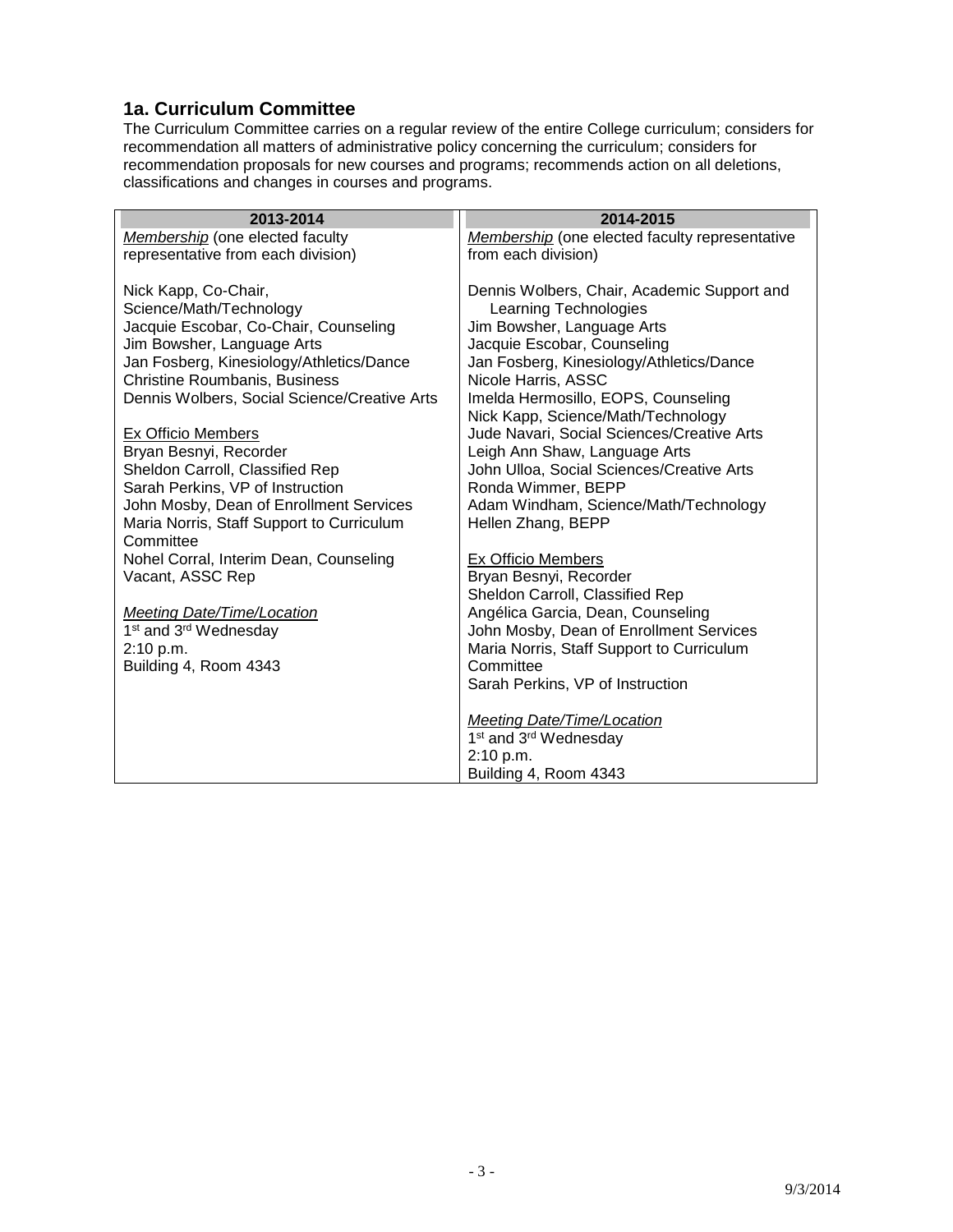## 1a. Curriculum Committee

The Curriculum Committee carries on a regular review of the entire College curriculum; considers for recommendation all matters of administrative policy concerning the curriculum; considers for recommendation proposals for new courses and programs; recommends action on all deletions, classifications and changes in courses and programs.

| 2013-2014 | 2014-2015 |
|---|---|
| *Membership* (one elected faculty representative from each division)<br><br>Nick Kapp, Co-Chair, Science/Math/Technology<br>Jacquie Escobar, Co-Chair, Counseling<br>Jim Bowsher, Language Arts<br>Jan Fosberg, Kinesiology/Athletics/Dance<br>Christine Roumbanis, Business<br>Dennis Wolbers, Social Science/Creative Arts<br><br>Ex Officio Members<br>Bryan Besnyi, Recorder<br>Sheldon Carroll, Classified Rep<br>Sarah Perkins, VP of Instruction<br>John Mosby, Dean of Enrollment Services<br>Maria Norris, Staff Support to Curriculum Committee<br>Nohel Corral, Interim Dean, Counseling<br>Vacant, ASSC Rep<br><br>*Meeting Date/Time/Location*<br>1st and 3rd Wednesday<br>2:10 p.m.<br>Building 4, Room 4343 | *Membership* (one elected faculty representative from each division)<br><br>Dennis Wolbers, Chair, Academic Support and Learning Technologies<br>Jim Bowsher, Language Arts<br>Jacquie Escobar, Counseling<br>Jan Fosberg, Kinesiology/Athletics/Dance<br>Nicole Harris, ASSC<br>Imelda Hermosillo, EOPS, Counseling<br>Nick Kapp, Science/Math/Technology<br>Jude Navari, Social Sciences/Creative Arts<br>Leigh Ann Shaw, Language Arts<br>John Ulloa, Social Sciences/Creative Arts<br>Ronda Wimmer, BEPP<br>Adam Windham, Science/Math/Technology<br>Hellen Zhang, BEPP<br><br>Ex Officio Members<br>Bryan Besnyi, Recorder<br>Sheldon Carroll, Classified Rep<br>Angélica Garcia, Dean, Counseling<br>John Mosby, Dean of Enrollment Services<br>Maria Norris, Staff Support to Curriculum Committee<br>Sarah Perkins, VP of Instruction<br><br>*Meeting Date/Time/Location*<br>1st and 3rd Wednesday<br>2:10 p.m.<br>Building 4, Room 4343 |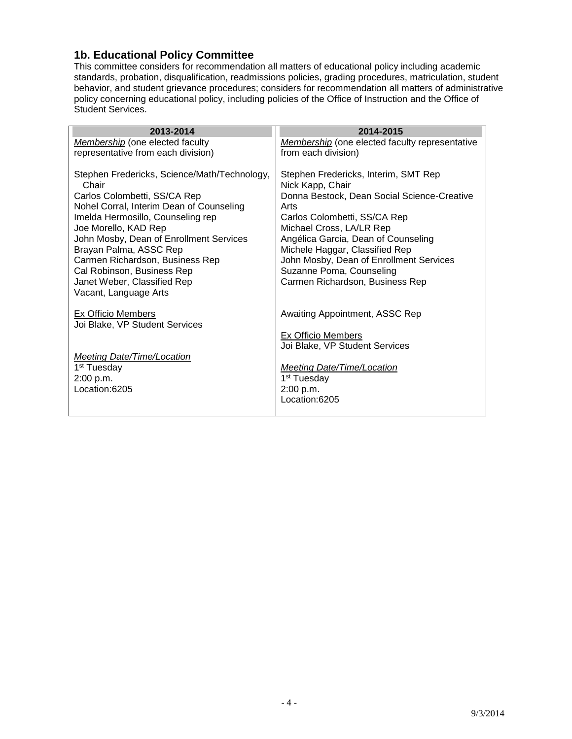## 1b. Educational Policy Committee

This committee considers for recommendation all matters of educational policy including academic standards, probation, disqualification, readmissions policies, grading procedures, matriculation, student behavior, and student grievance procedures; considers for recommendation all matters of administrative policy concerning educational policy, including policies of the Office of Instruction and the Office of Student Services.

| 2013-2014 | 2014-2015 |
|---|---|
| *Membership* (one elected faculty representative from each division)<br><br>Stephen Fredericks, Science/Math/Technology, Chair<br>Carlos Colombetti, SS/CA Rep<br>Nohel Corral, Interim Dean of Counseling<br>Imelda Hermosillo, Counseling rep<br>Joe Morello, KAD Rep<br>John Mosby, Dean of Enrollment Services<br>Brayan Palma, ASSC Rep<br>Carmen Richardson, Business Rep<br>Cal Robinson, Business Rep<br>Janet Weber, Classified Rep<br>Vacant, Language Arts<br><br>Ex Officio Members<br>Joi Blake, VP Student Services<br><br>*Meeting Date/Time/Location*<br>1st Tuesday<br>2:00 p.m.<br>Location:6205 | *Membership* (one elected faculty representative from each division)<br><br>Stephen Fredericks, Interim, SMT Rep<br>Nick Kapp, Chair<br>Donna Bestock, Dean Social Science-Creative Arts<br>Carlos Colombetti, SS/CA Rep<br>Michael Cross, LA/LR Rep<br>Angélica Garcia, Dean of Counseling<br>Michele Haggar, Classified Rep<br>John Mosby, Dean of Enrollment Services<br>Suzanne Poma, Counseling<br>Carmen Richardson, Business Rep<br><br>Awaiting Appointment, ASSC Rep<br><br>Ex Officio Members<br>Joi Blake, VP Student Services<br><br>*Meeting Date/Time/Location*<br>1st Tuesday<br>2:00 p.m.<br>Location:6205 |

9/3/2014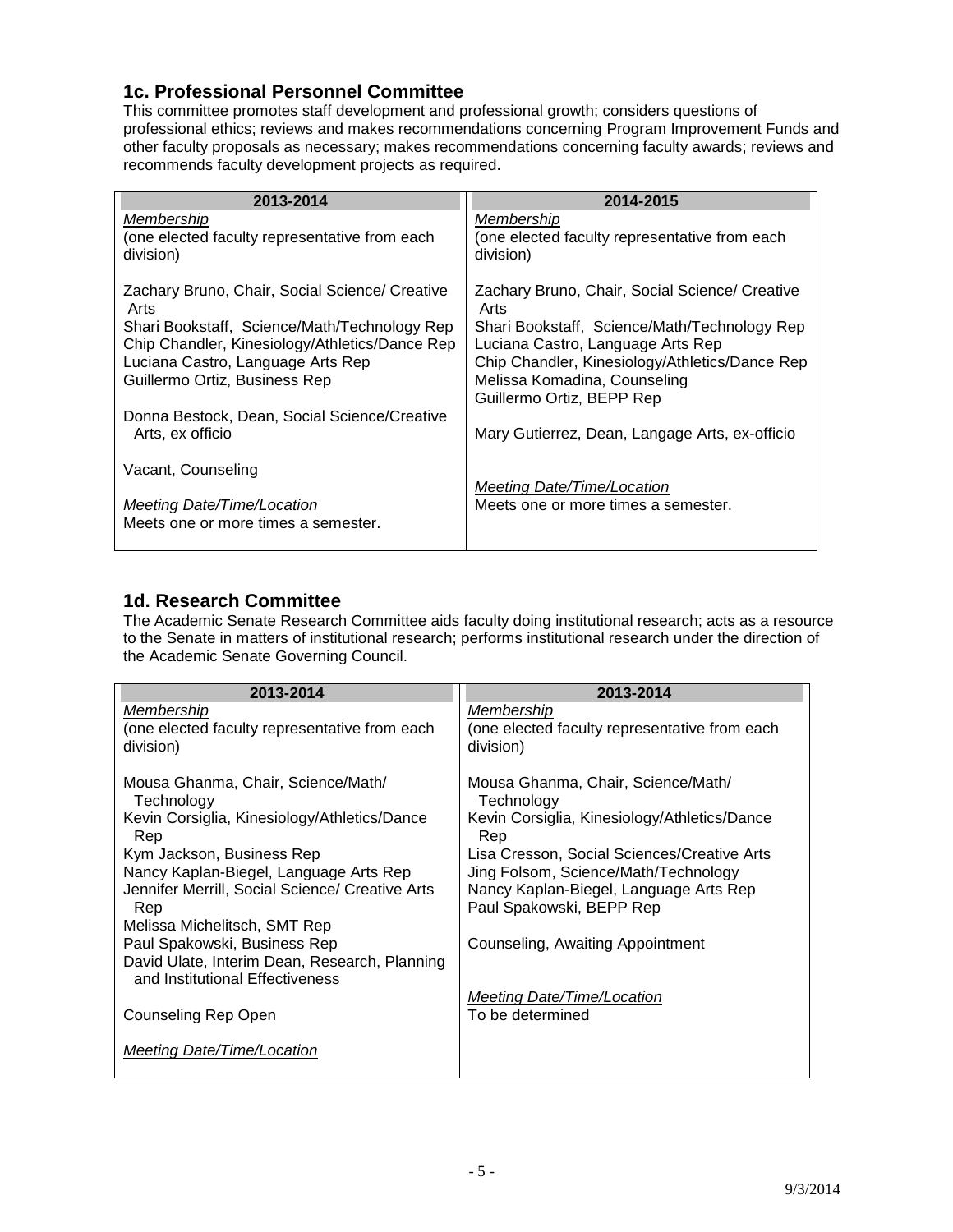## 1c. Professional Personnel Committee

This committee promotes staff development and professional growth; considers questions of professional ethics; reviews and makes recommendations concerning Program Improvement Funds and other faculty proposals as necessary; makes recommendations concerning faculty awards; reviews and recommends faculty development projects as required.

| 2013-2014 | 2014-2015 |
|---|---|
| *Membership*<br>(one elected faculty representative from each division)<br><br>Zachary Bruno, Chair, Social Science/ Creative Arts<br>Shari Bookstaff, Science/Math/Technology Rep<br>Chip Chandler, Kinesiology/Athletics/Dance Rep<br>Luciana Castro, Language Arts Rep<br>Guillermo Ortiz, Business Rep<br><br>Donna Bestock, Dean, Social Science/Creative Arts, ex officio<br><br>Vacant, Counseling<br><br>*Meeting Date/Time/Location*<br>Meets one or more times a semester. | *Membership*<br>(one elected faculty representative from each division)<br><br>Zachary Bruno, Chair, Social Science/ Creative Arts<br>Shari Bookstaff, Science/Math/Technology Rep<br>Luciana Castro, Language Arts Rep<br>Chip Chandler, Kinesiology/Athletics/Dance Rep<br>Melissa Komadina, Counseling<br>Guillermo Ortiz, BEPP Rep<br><br>Mary Gutierrez, Dean, Langage Arts, ex-officio<br><br>*Meeting Date/Time/Location*<br>Meets one or more times a semester. |

## 1d. Research Committee

The Academic Senate Research Committee aids faculty doing institutional research; acts as a resource to the Senate in matters of institutional research; performs institutional research under the direction of the Academic Senate Governing Council.

| 2013-2014 | 2013-2014 |
|---|---|
| *Membership*<br>(one elected faculty representative from each division)<br><br>Mousa Ghanma, Chair, Science/Math/ Technology<br>Kevin Corsiglia, Kinesiology/Athletics/Dance Rep<br>Kym Jackson, Business Rep<br>Nancy Kaplan-Biegel, Language Arts Rep<br>Jennifer Merrill, Social Science/ Creative Arts Rep<br>Melissa Michelitsch, SMT Rep<br>Paul Spakowski, Business Rep<br>David Ulate, Interim Dean, Research, Planning and Institutional Effectiveness<br><br>Counseling Rep Open<br><br>*Meeting Date/Time/Location* | *Membership*<br>(one elected faculty representative from each division)<br><br>Mousa Ghanma, Chair, Science/Math/ Technology<br>Kevin Corsiglia, Kinesiology/Athletics/Dance Rep<br>Lisa Cresson, Social Sciences/Creative Arts<br>Jing Folsom, Science/Math/Technology<br>Nancy Kaplan-Biegel, Language Arts Rep<br>Paul Spakowski, BEPP Rep<br><br>Counseling, Awaiting Appointment<br><br>*Meeting Date/Time/Location*<br>To be determined |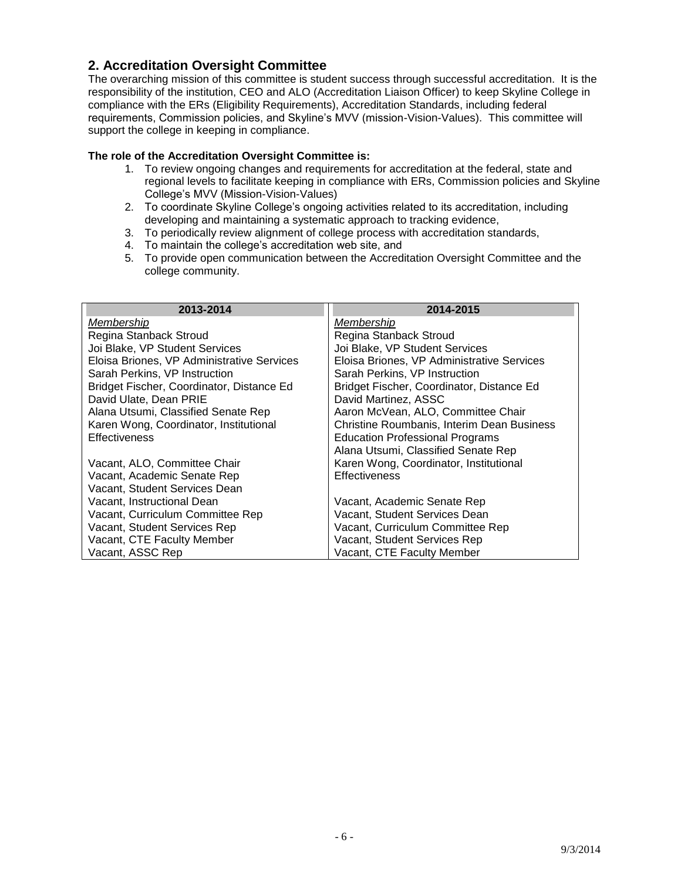## 2. Accreditation Oversight Committee

The overarching mission of this committee is student success through successful accreditation. It is the responsibility of the institution, CEO and ALO (Accreditation Liaison Officer) to keep Skyline College in compliance with the ERs (Eligibility Requirements), Accreditation Standards, including federal requirements, Commission policies, and Skyline's MVV (mission-Vision-Values). This committee will support the college in keeping in compliance.

**The role of the Accreditation Oversight Committee is:**

1. To review ongoing changes and requirements for accreditation at the federal, state and regional levels to facilitate keeping in compliance with ERs, Commission policies and Skyline College's MVV (Mission-Vision-Values)
2. To coordinate Skyline College's ongoing activities related to its accreditation, including developing and maintaining a systematic approach to tracking evidence,
3. To periodically review alignment of college process with accreditation standards,
4. To maintain the college's accreditation web site, and
5. To provide open communication between the Accreditation Oversight Committee and the college community.

| 2013-2014 | 2014-2015 |
|---|---|
| *Membership* | *Membership* |
| Regina Stanback Stroud | Regina Stanback Stroud |
| Joi Blake, VP Student Services | Joi Blake, VP Student Services |
| Eloisa Briones, VP Administrative Services | Eloisa Briones, VP Administrative Services |
| Sarah Perkins, VP Instruction | Sarah Perkins, VP Instruction |
| Bridget Fischer, Coordinator, Distance Ed | Bridget Fischer, Coordinator, Distance Ed |
| David Ulate, Dean PRIE | David Martinez, ASSC |
| Alana Utsumi, Classified Senate Rep | Aaron McVean, ALO, Committee Chair |
| Karen Wong, Coordinator, Institutional Effectiveness | Christine Roumbanis, Interim Dean Business Education Professional Programs |
| | Alana Utsumi, Classified Senate Rep |
| Vacant, ALO, Committee Chair | Karen Wong, Coordinator, Institutional Effectiveness |
| Vacant, Academic Senate Rep | |
| Vacant, Student Services Dean | |
| Vacant, Instructional Dean | Vacant, Academic Senate Rep |
| Vacant, Curriculum Committee Rep | Vacant, Student Services Dean |
| Vacant, Student Services Rep | Vacant, Curriculum Committee Rep |
| Vacant, CTE Faculty Member | Vacant, Student Services Rep |
| Vacant, ASSC Rep | Vacant, CTE Faculty Member |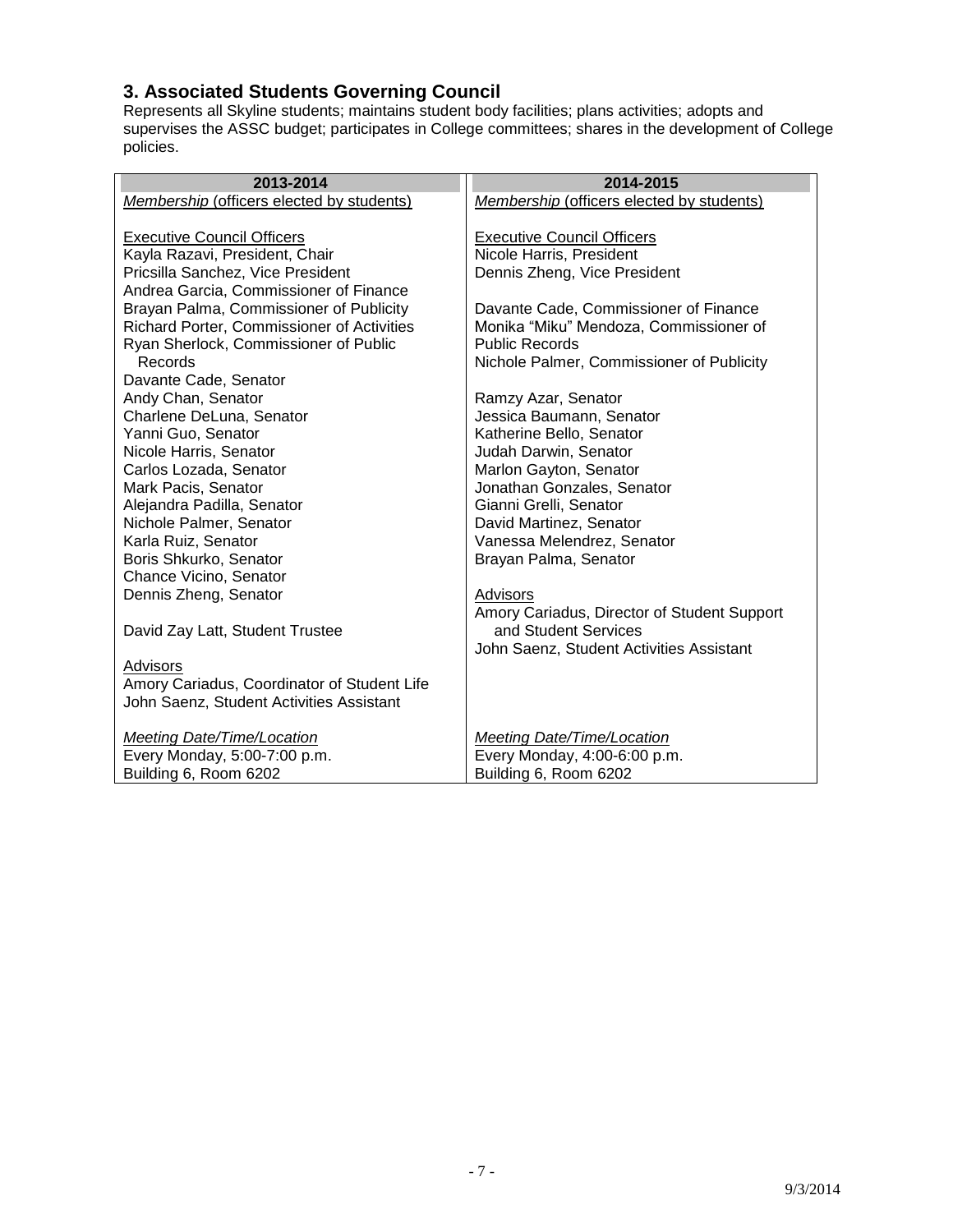### 3. Associated Students Governing Council

Represents all Skyline students; maintains student body facilities; plans activities; adopts and supervises the ASSC budget; participates in College committees; shares in the development of College policies.

| 2013-2014 | 2014-2015 |
|---|---|
| *Membership* (officers elected by students) | *Membership* (officers elected by students) |
| Executive Council Officers | Executive Council Officers |
| Kayla Razavi, President, Chair | Nicole Harris, President |
| Pricsilla Sanchez, Vice President | Dennis Zheng, Vice President |
| Andrea Garcia, Commissioner of Finance | |
| Brayan Palma, Commissioner of Publicity | Davante Cade, Commissioner of Finance |
| Richard Porter, Commissioner of Activities | Monika "Miku" Mendoza, Commissioner of Public Records |
| Ryan Sherlock, Commissioner of Public Records | Nichole Palmer, Commissioner of Publicity |
| Davante Cade, Senator | |
| Andy Chan, Senator | Ramzy Azar, Senator |
| Charlene DeLuna, Senator | Jessica Baumann, Senator |
| Yanni Guo, Senator | Katherine Bello, Senator |
| Nicole Harris, Senator | Judah Darwin, Senator |
| Carlos Lozada, Senator | Marlon Gayton, Senator |
| Mark Pacis, Senator | Jonathan Gonzales, Senator |
| Alejandra Padilla, Senator | Gianni Grelli, Senator |
| Nichole Palmer, Senator | David Martinez, Senator |
| Karla Ruiz, Senator | Vanessa Melendrez, Senator |
| Boris Shkurko, Senator | Brayan Palma, Senator |
| Chance Vicino, Senator | |
| Dennis Zheng, Senator | Advisors |
| | Amory Cariadus, Director of Student Support and Student Services |
| David Zay Latt, Student Trustee | John Saenz, Student Activities Assistant |
| Advisors | |
| Amory Cariadus, Coordinator of Student Life | |
| John Saenz, Student Activities Assistant | |
| *Meeting Date/Time/Location* | *Meeting Date/Time/Location* |
| Every Monday, 5:00-7:00 p.m. | Every Monday, 4:00-6:00 p.m. |
| Building 6, Room 6202 | Building 6, Room 6202 |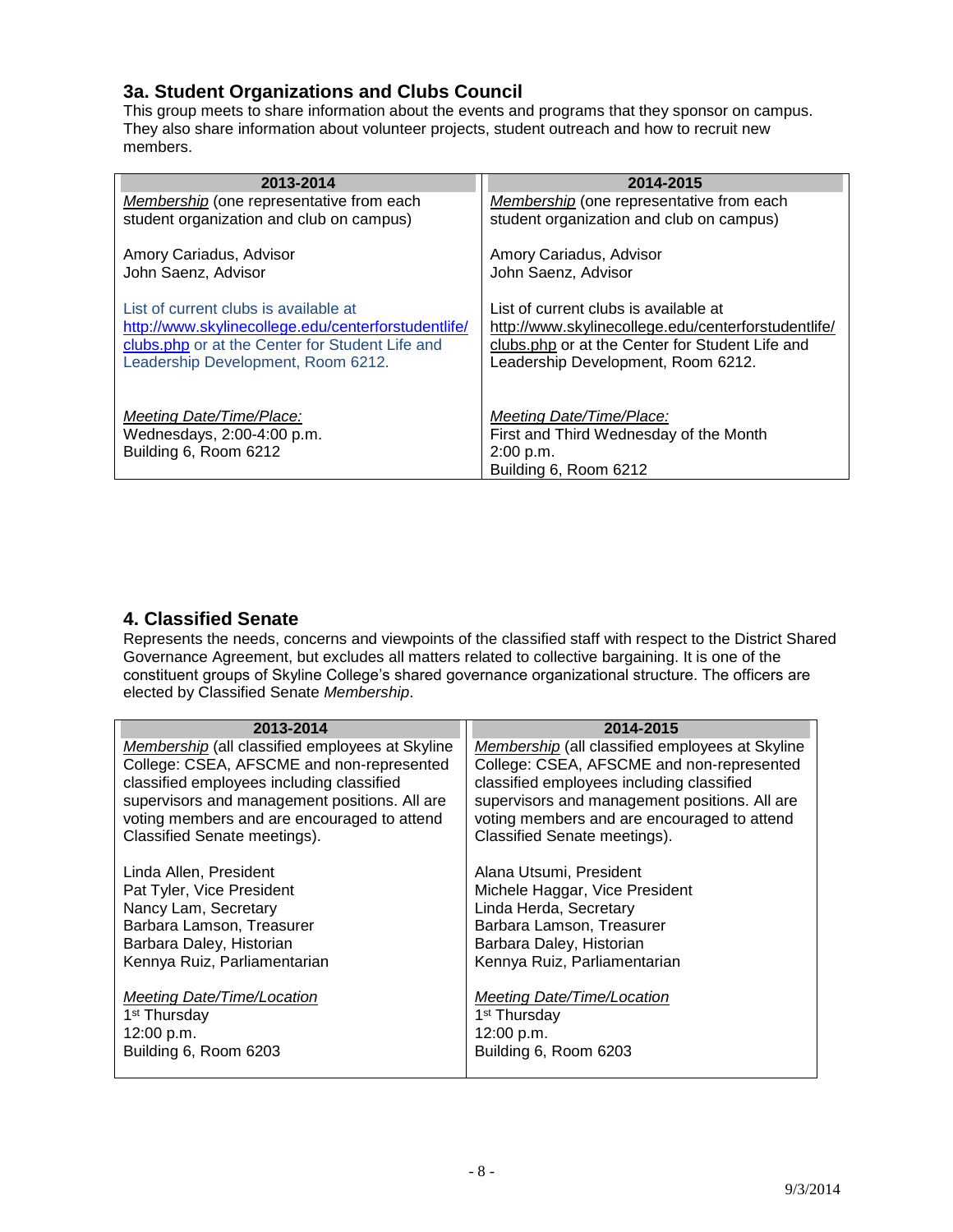## 3a. Student Organizations and Clubs Council

This group meets to share information about the events and programs that they sponsor on campus. They also share information about volunteer projects, student outreach and how to recruit new members.

| 2013-2014 | 2014-2015 |
|---|---|
| *Membership* (one representative from each student organization and club on campus)<br><br>Amory Cariadus, Advisor<br>John Saenz, Advisor<br><br>List of current clubs is available at http://www.skylinecollege.edu/centerforstudentlife/clubs.php or at the Center for Student Life and Leadership Development, Room 6212.<br><br>*Meeting Date/Time/Place:*<br>Wednesdays, 2:00-4:00 p.m.<br>Building 6, Room 6212 | *Membership* (one representative from each student organization and club on campus)<br><br>Amory Cariadus, Advisor<br>John Saenz, Advisor<br><br>List of current clubs is available at http://www.skylinecollege.edu/centerforstudentlife/clubs.php or at the Center for Student Life and Leadership Development, Room 6212.<br><br>*Meeting Date/Time/Place:*<br>First and Third Wednesday of the Month<br>2:00 p.m.<br>Building 6, Room 6212 |

## 4. Classified Senate

Represents the needs, concerns and viewpoints of the classified staff with respect to the District Shared Governance Agreement, but excludes all matters related to collective bargaining. It is one of the constituent groups of Skyline College's shared governance organizational structure. The officers are elected by Classified Senate *Membership*.

| 2013-2014 | 2014-2015 |
|---|---|
| *Membership* (all classified employees at Skyline College: CSEA, AFSCME and non-represented classified employees including classified supervisors and management positions. All are voting members and are encouraged to attend Classified Senate meetings).<br><br>Linda Allen, President<br>Pat Tyler, Vice President<br>Nancy Lam, Secretary<br>Barbara Lamson, Treasurer<br>Barbara Daley, Historian<br>Kennya Ruiz, Parliamentarian<br><br>*Meeting Date/Time/Location*<br>1st Thursday<br>12:00 p.m.<br>Building 6, Room 6203 | *Membership* (all classified employees at Skyline College: CSEA, AFSCME and non-represented classified employees including classified supervisors and management positions. All are voting members and are encouraged to attend Classified Senate meetings).<br><br>Alana Utsumi, President<br>Michele Haggar, Vice President<br>Linda Herda, Secretary<br>Barbara Lamson, Treasurer<br>Barbara Daley, Historian<br>Kennya Ruiz, Parliamentarian<br><br>*Meeting Date/Time/Location*<br>1st Thursday<br>12:00 p.m.<br>Building 6, Room 6203 |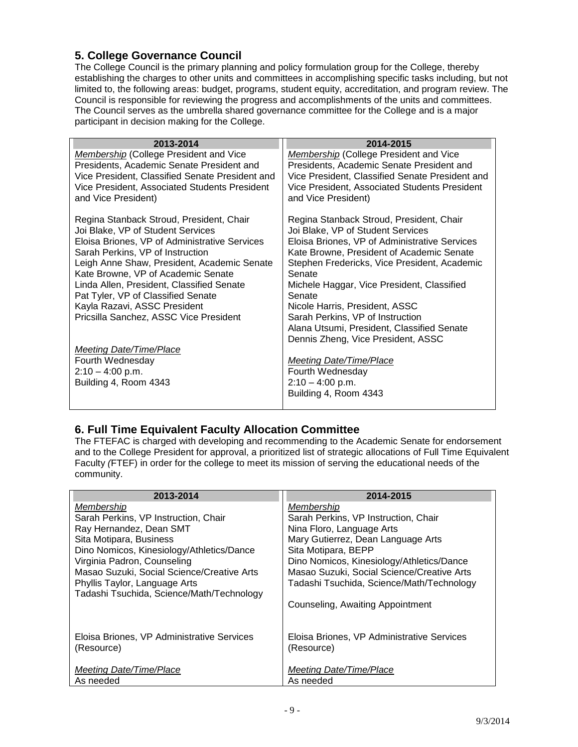## 5. College Governance Council

The College Council is the primary planning and policy formulation group for the College, thereby establishing the charges to other units and committees in accomplishing specific tasks including, but not limited to, the following areas: budget, programs, student equity, accreditation, and program review. The Council is responsible for reviewing the progress and accomplishments of the units and committees. The Council serves as the umbrella shared governance committee for the College and is a major participant in decision making for the College.

| 2013-2014 | 2014-2015 |
|---|---|
| *Membership* (College President and Vice Presidents, Academic Senate President and Vice President, Classified Senate President and Vice President, Associated Students President and Vice President) | *Membership* (College President and Vice Presidents, Academic Senate President and Vice President, Classified Senate President and Vice President, Associated Students President and Vice President) |
| Regina Stanback Stroud, President, Chair<br>Joi Blake, VP of Student Services<br>Eloisa Briones, VP of Administrative Services<br>Sarah Perkins, VP of Instruction<br>Leigh Anne Shaw, President, Academic Senate<br>Kate Browne, VP of Academic Senate<br>Linda Allen, President, Classified Senate<br>Pat Tyler, VP of Classified Senate<br>Kayla Razavi, ASSC President<br>Pricsilla Sanchez, ASSC Vice President | Regina Stanback Stroud, President, Chair<br>Joi Blake, VP of Student Services<br>Eloisa Briones, VP of Administrative Services<br>Kate Browne, President of Academic Senate<br>Stephen Fredericks, Vice President, Academic Senate<br>Michele Haggar, Vice President, Classified Senate<br>Nicole Harris, President, ASSC<br>Sarah Perkins, VP of Instruction<br>Alana Utsumi, President, Classified Senate<br>Dennis Zheng, Vice President, ASSC |
| *Meeting Date/Time/Place*<br>Fourth Wednesday<br>2:10 – 4:00 p.m.<br>Building 4, Room 4343 | *Meeting Date/Time/Place*<br>Fourth Wednesday<br>2:10 – 4:00 p.m.<br>Building 4, Room 4343 |

## 6. Full Time Equivalent Faculty Allocation Committee

The FTEFAC is charged with developing and recommending to the Academic Senate for endorsement and to the College President for approval, a prioritized list of strategic allocations of Full Time Equivalent Faculty (FTEF) in order for the college to meet its mission of serving the educational needs of the community.

| 2013-2014 | 2014-2015 |
|---|---|
| *Membership*<br>Sarah Perkins, VP Instruction, Chair<br>Ray Hernandez, Dean SMT<br>Sita Motipara, Business<br>Dino Nomicos, Kinesiology/Athletics/Dance<br>Virginia Padron, Counseling<br>Masao Suzuki, Social Science/Creative Arts<br>Phyllis Taylor, Language Arts<br>Tadashi Tsuchida, Science/Math/Technology | *Membership*<br>Sarah Perkins, VP Instruction, Chair<br>Nina Floro, Language Arts<br>Mary Gutierrez, Dean Language Arts<br>Sita Motipara, BEPP<br>Dino Nomicos, Kinesiology/Athletics/Dance<br>Masao Suzuki, Social Science/Creative Arts<br>Tadashi Tsuchida, Science/Math/Technology<br><br>Counseling, Awaiting Appointment |
| Eloisa Briones, VP Administrative Services (Resource) | Eloisa Briones, VP Administrative Services (Resource) |
| *Meeting Date/Time/Place*<br>As needed | *Meeting Date/Time/Place*<br>As needed |

9/3/2014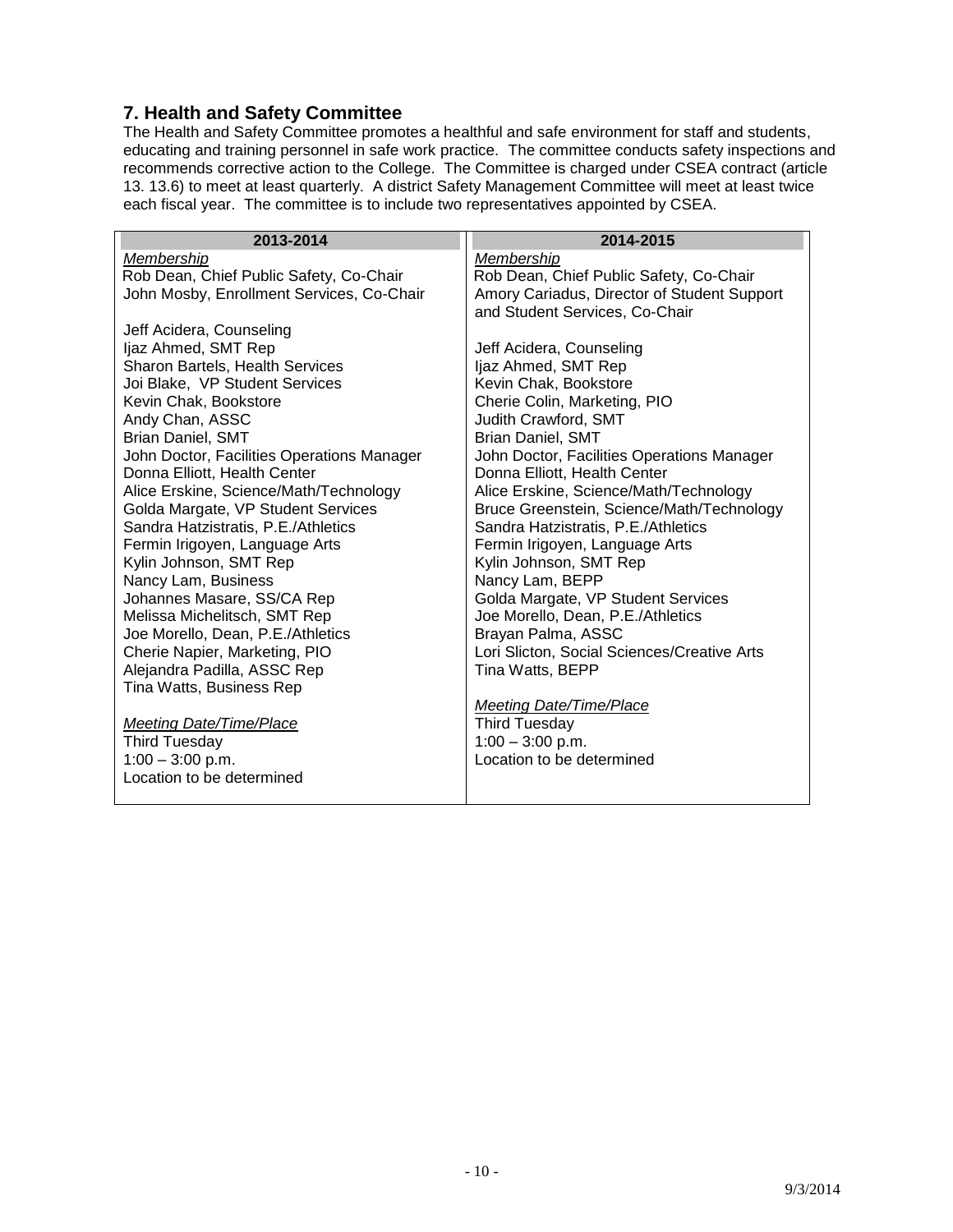## 7. Health and Safety Committee

The Health and Safety Committee promotes a healthful and safe environment for staff and students, educating and training personnel in safe work practice. The committee conducts safety inspections and recommends corrective action to the College. The Committee is charged under CSEA contract (article 13. 13.6) to meet at least quarterly. A district Safety Management Committee will meet at least twice each fiscal year. The committee is to include two representatives appointed by CSEA.

| 2013-2014 | 2014-2015 |
|---|---|
| *Membership*<br>Rob Dean, Chief Public Safety, Co-Chair<br>John Mosby, Enrollment Services, Co-Chair<br><br>Jeff Acidera, Counseling<br>Ijaz Ahmed, SMT Rep<br>Sharon Bartels, Health Services<br>Joi Blake, VP Student Services<br>Kevin Chak, Bookstore<br>Andy Chan, ASSC<br>Brian Daniel, SMT<br>John Doctor, Facilities Operations Manager<br>Donna Elliott, Health Center<br>Alice Erskine, Science/Math/Technology<br>Golda Margate, VP Student Services<br>Sandra Hatzistratis, P.E./Athletics<br>Fermin Irigoyen, Language Arts<br>Kylin Johnson, SMT Rep<br>Nancy Lam, Business<br>Johannes Masare, SS/CA Rep<br>Melissa Michelitsch, SMT Rep<br>Joe Morello, Dean, P.E./Athletics<br>Cherie Napier, Marketing, PIO<br>Alejandra Padilla, ASSC Rep<br>Tina Watts, Business Rep<br><br>*Meeting Date/Time/Place*<br>Third Tuesday<br>1:00 – 3:00 p.m.<br>Location to be determined | *Membership*<br>Rob Dean, Chief Public Safety, Co-Chair<br>Amory Cariadus, Director of Student Support and Student Services, Co-Chair<br><br>Jeff Acidera, Counseling<br>Ijaz Ahmed, SMT Rep<br>Kevin Chak, Bookstore<br>Cherie Colin, Marketing, PIO<br>Judith Crawford, SMT<br>Brian Daniel, SMT<br>John Doctor, Facilities Operations Manager<br>Donna Elliott, Health Center<br>Alice Erskine, Science/Math/Technology<br>Bruce Greenstein, Science/Math/Technology<br>Sandra Hatzistratis, P.E./Athletics<br>Fermin Irigoyen, Language Arts<br>Kylin Johnson, SMT Rep<br>Nancy Lam, BEPP<br>Golda Margate, VP Student Services<br>Joe Morello, Dean, P.E./Athletics<br>Brayan Palma, ASSC<br>Lori Slicton, Social Sciences/Creative Arts<br>Tina Watts, BEPP<br><br>*Meeting Date/Time/Place*<br>Third Tuesday<br>1:00 – 3:00 p.m.<br>Location to be determined |

9/3/2014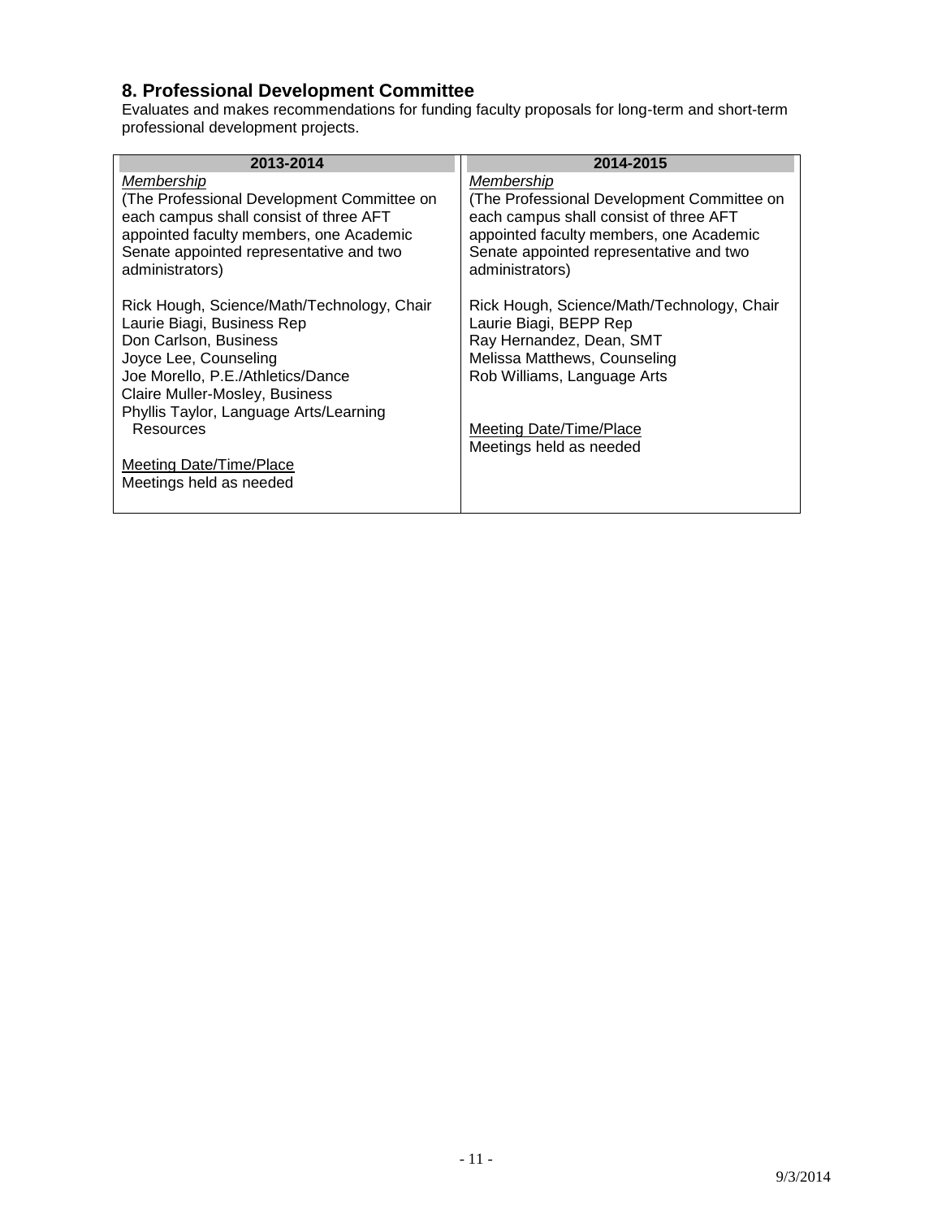## 8. Professional Development Committee

Evaluates and makes recommendations for funding faculty proposals for long-term and short-term professional development projects.

| 2013-2014 | 2014-2015 |
|---|---|
| *Membership*<br>(The Professional Development Committee on each campus shall consist of three AFT appointed faculty members, one Academic Senate appointed representative and two administrators)<br><br>Rick Hough, Science/Math/Technology, Chair<br>Laurie Biagi, Business Rep<br>Don Carlson, Business<br>Joyce Lee, Counseling<br>Joe Morello, P.E./Athletics/Dance<br>Claire Muller-Mosley, Business<br>Phyllis Taylor, Language Arts/Learning Resources<br><br>Meeting Date/Time/Place<br>Meetings held as needed | *Membership*<br>(The Professional Development Committee on each campus shall consist of three AFT appointed faculty members, one Academic Senate appointed representative and two administrators)<br><br>Rick Hough, Science/Math/Technology, Chair<br>Laurie Biagi, BEPP Rep<br>Ray Hernandez, Dean, SMT<br>Melissa Matthews, Counseling<br>Rob Williams, Language Arts<br><br>Meeting Date/Time/Place<br>Meetings held as needed |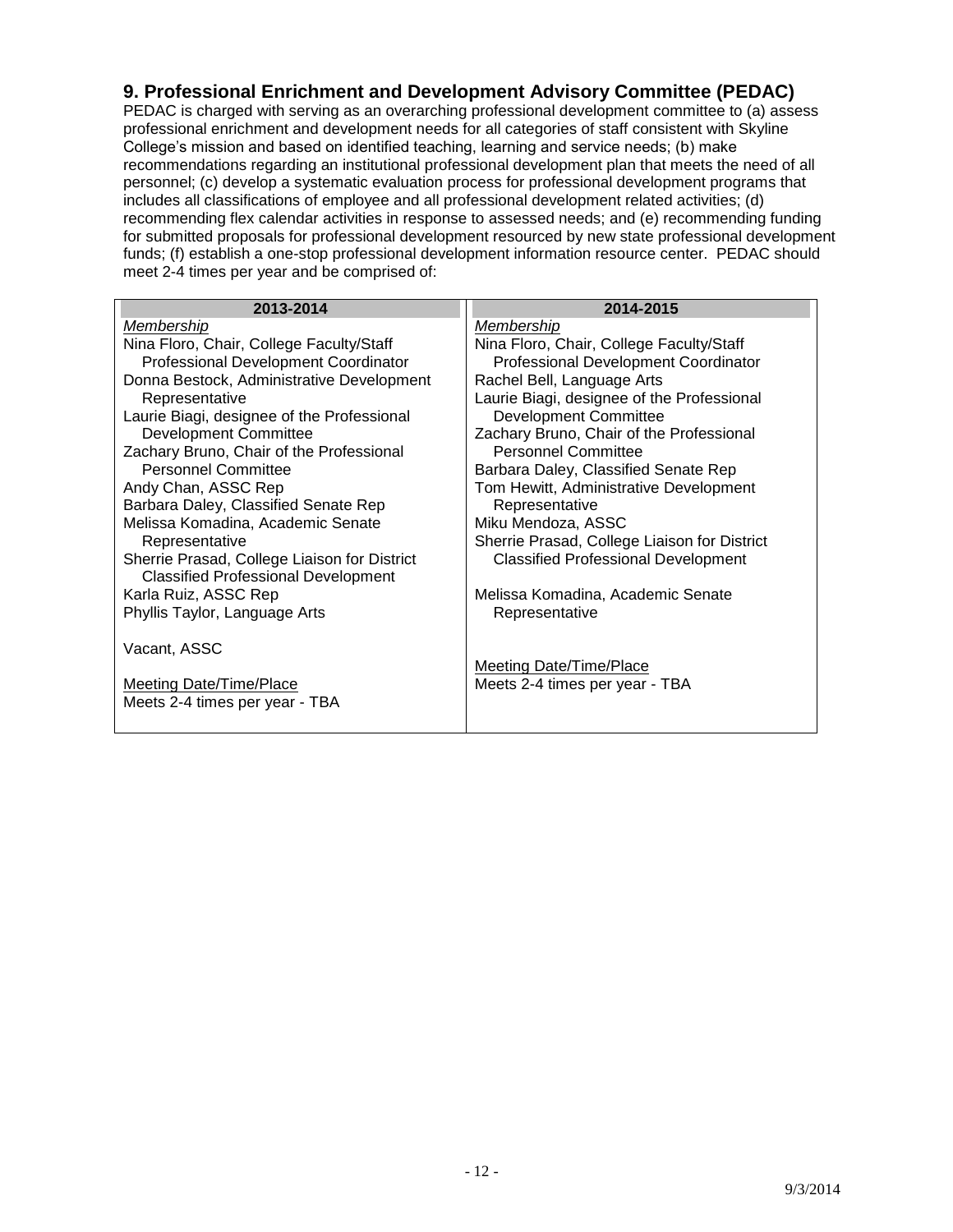## 9. Professional Enrichment and Development Advisory Committee (PEDAC)

PEDAC is charged with serving as an overarching professional development committee to (a) assess professional enrichment and development needs for all categories of staff consistent with Skyline College's mission and based on identified teaching, learning and service needs; (b) make recommendations regarding an institutional professional development plan that meets the need of all personnel; (c) develop a systematic evaluation process for professional development programs that includes all classifications of employee and all professional development related activities; (d) recommending flex calendar activities in response to assessed needs; and (e) recommending funding for submitted proposals for professional development resourced by new state professional development funds; (f) establish a one-stop professional development information resource center. PEDAC should meet 2-4 times per year and be comprised of:

| 2013-2014 | 2014-2015 |
|---|---|
| *Membership* | *Membership* |
| Nina Floro, Chair, College Faculty/Staff Professional Development Coordinator | Nina Floro, Chair, College Faculty/Staff Professional Development Coordinator |
| Donna Bestock, Administrative Development Representative | Rachel Bell, Language Arts |
| Laurie Biagi, designee of the Professional Development Committee | Laurie Biagi, designee of the Professional Development Committee |
| Zachary Bruno, Chair of the Professional Personnel Committee | Zachary Bruno, Chair of the Professional Personnel Committee |
| Andy Chan, ASSC Rep | Barbara Daley, Classified Senate Rep |
| Barbara Daley, Classified Senate Rep | Tom Hewitt, Administrative Development Representative |
| Melissa Komadina, Academic Senate Representative | Miku Mendoza, ASSC |
| Sherrie Prasad, College Liaison for District Classified Professional Development | Sherrie Prasad, College Liaison for District Classified Professional Development |
| Karla Ruiz, ASSC Rep | Melissa Komadina, Academic Senate Representative |
| Phyllis Taylor, Language Arts | |
| Vacant, ASSC | |
| Meeting Date/Time/Place | Meeting Date/Time/Place |
| Meets 2-4 times per year - TBA | Meets 2-4 times per year - TBA |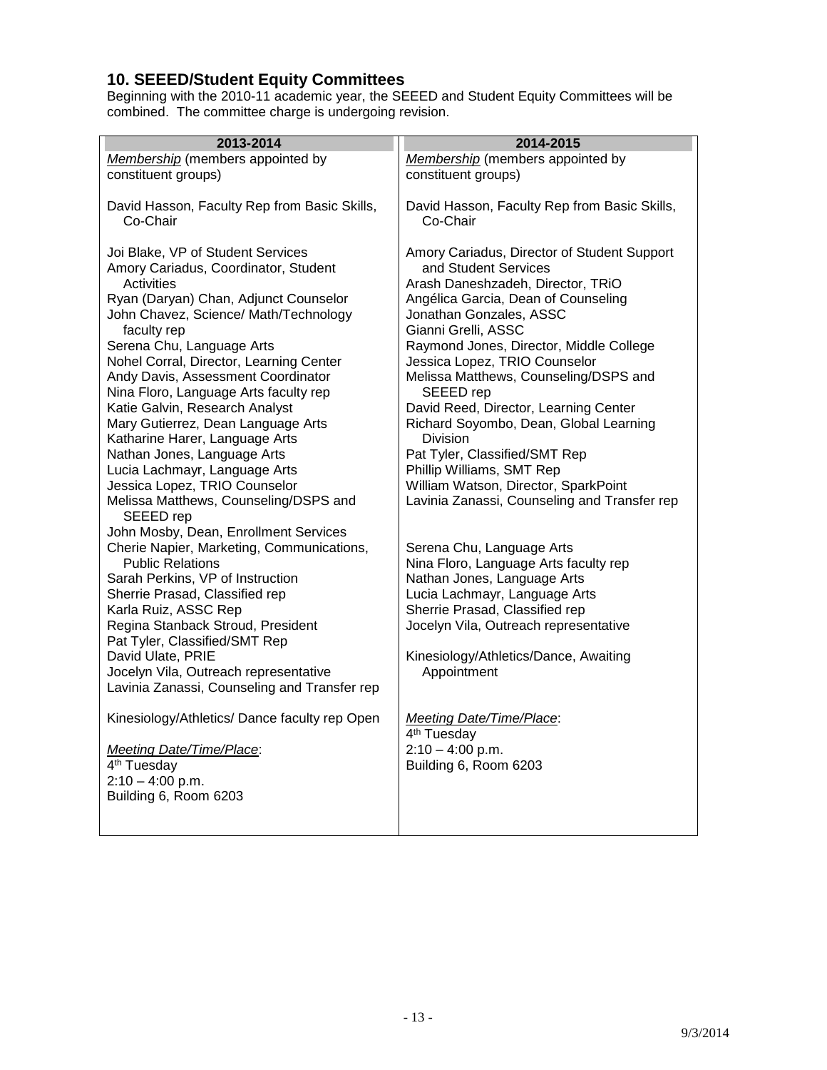## 10. SEEED/Student Equity Committees

Beginning with the 2010-11 academic year, the SEEED and Student Equity Committees will be combined. The committee charge is undergoing revision.

| 2013-2014 | 2014-2015 |
|---|---|
| *Membership* (members appointed by constituent groups)<br><br>David Hasson, Faculty Rep from Basic Skills, Co-Chair<br><br>Joi Blake, VP of Student Services<br>Amory Cariadus, Coordinator, Student Activities<br>Ryan (Daryan) Chan, Adjunct Counselor<br>John Chavez, Science/ Math/Technology faculty rep<br>Serena Chu, Language Arts<br>Nohel Corral, Director, Learning Center<br>Andy Davis, Assessment Coordinator<br>Nina Floro, Language Arts faculty rep<br>Katie Galvin, Research Analyst<br>Mary Gutierrez, Dean Language Arts<br>Katharine Harer, Language Arts<br>Nathan Jones, Language Arts<br>Lucia Lachmayr, Language Arts<br>Jessica Lopez, TRIO Counselor<br>Melissa Matthews, Counseling/DSPS and SEEED rep<br>John Mosby, Dean, Enrollment Services<br>Cherie Napier, Marketing, Communications, Public Relations<br>Sarah Perkins, VP of Instruction<br>Sherrie Prasad, Classified rep<br>Karla Ruiz, ASSC Rep<br>Regina Stanback Stroud, President<br>Pat Tyler, Classified/SMT Rep<br>David Ulate, PRIE<br>Jocelyn Vila, Outreach representative<br>Lavinia Zanassi, Counseling and Transfer rep<br><br>Kinesiology/Athletics/ Dance faculty rep Open<br><br>*Meeting Date/Time/Place*:<br>4th Tuesday<br>2:10 – 4:00 p.m.<br>Building 6, Room 6203 | *Membership* (members appointed by constituent groups)<br><br>David Hasson, Faculty Rep from Basic Skills, Co-Chair<br><br>Amory Cariadus, Director of Student Support and Student Services<br>Arash Daneshzadeh, Director, TRiO<br>Angélica Garcia, Dean of Counseling<br>Jonathan Gonzales, ASSC<br>Gianni Grelli, ASSC<br>Raymond Jones, Director, Middle College<br>Jessica Lopez, TRIO Counselor<br>Melissa Matthews, Counseling/DSPS and SEEED rep<br>David Reed, Director, Learning Center<br>Richard Soyombo, Dean, Global Learning Division<br>Pat Tyler, Classified/SMT Rep<br>Phillip Williams, SMT Rep<br>William Watson, Director, SparkPoint<br>Lavinia Zanassi, Counseling and Transfer rep<br><br>Serena Chu, Language Arts<br>Nina Floro, Language Arts faculty rep<br>Nathan Jones, Language Arts<br>Lucia Lachmayr, Language Arts<br>Sherrie Prasad, Classified rep<br>Jocelyn Vila, Outreach representative<br><br>Kinesiology/Athletics/Dance, Awaiting Appointment<br><br>*Meeting Date/Time/Place*:<br>4th Tuesday<br>2:10 – 4:00 p.m.<br>Building 6, Room 6203 |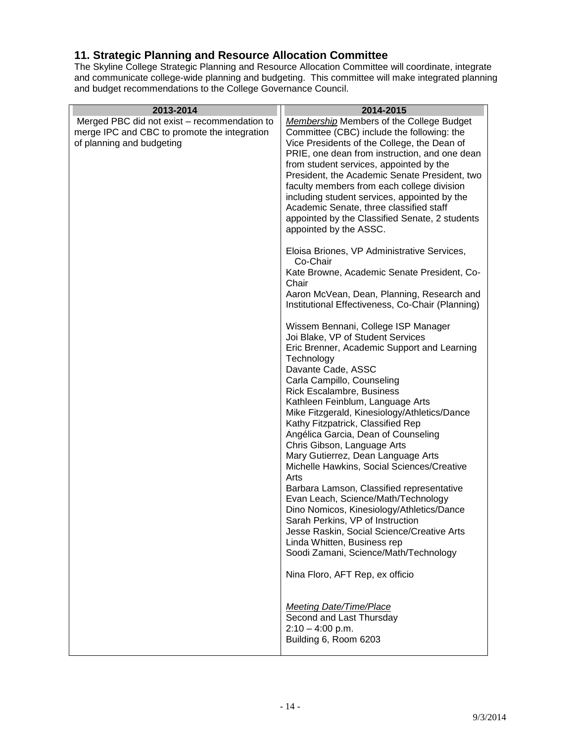## 11. Strategic Planning and Resource Allocation Committee

The Skyline College Strategic Planning and Resource Allocation Committee will coordinate, integrate and communicate college-wide planning and budgeting. This committee will make integrated planning and budget recommendations to the College Governance Council.

| 2013-2014 | 2014-2015 |
|---|---|
| Merged PBC did not exist – recommendation to merge IPC and CBC to promote the integration of planning and budgeting | *Membership* Members of the College Budget Committee (CBC) include the following: the Vice Presidents of the College, the Dean of PRIE, one dean from instruction, and one dean from student services, appointed by the President, the Academic Senate President, two faculty members from each college division including student services, appointed by the Academic Senate, three classified staff appointed by the Classified Senate, 2 students appointed by the ASSC.<br><br>Eloisa Briones, VP Administrative Services, Co-Chair<br>Kate Browne, Academic Senate President, Co-Chair<br>Aaron McVean, Dean, Planning, Research and Institutional Effectiveness, Co-Chair (Planning)<br><br>Wissem Bennani, College ISP Manager<br>Joi Blake, VP of Student Services<br>Eric Brenner, Academic Support and Learning Technology<br>Davante Cade, ASSC<br>Carla Campillo, Counseling<br>Rick Escalambre, Business<br>Kathleen Feinblum, Language Arts<br>Mike Fitzgerald, Kinesiology/Athletics/Dance<br>Kathy Fitzpatrick, Classified Rep<br>Angélica Garcia, Dean of Counseling<br>Chris Gibson, Language Arts<br>Mary Gutierrez, Dean Language Arts<br>Michelle Hawkins, Social Sciences/Creative Arts<br>Barbara Lamson, Classified representative<br>Evan Leach, Science/Math/Technology<br>Dino Nomicos, Kinesiology/Athletics/Dance<br>Sarah Perkins, VP of Instruction<br>Jesse Raskin, Social Science/Creative Arts<br>Linda Whitten, Business rep<br>Soodi Zamani, Science/Math/Technology<br><br>Nina Floro, AFT Rep, ex officio<br><br>*Meeting Date/Time/Place*<br>Second and Last Thursday<br>2:10 – 4:00 p.m.<br>Building 6, Room 6203 |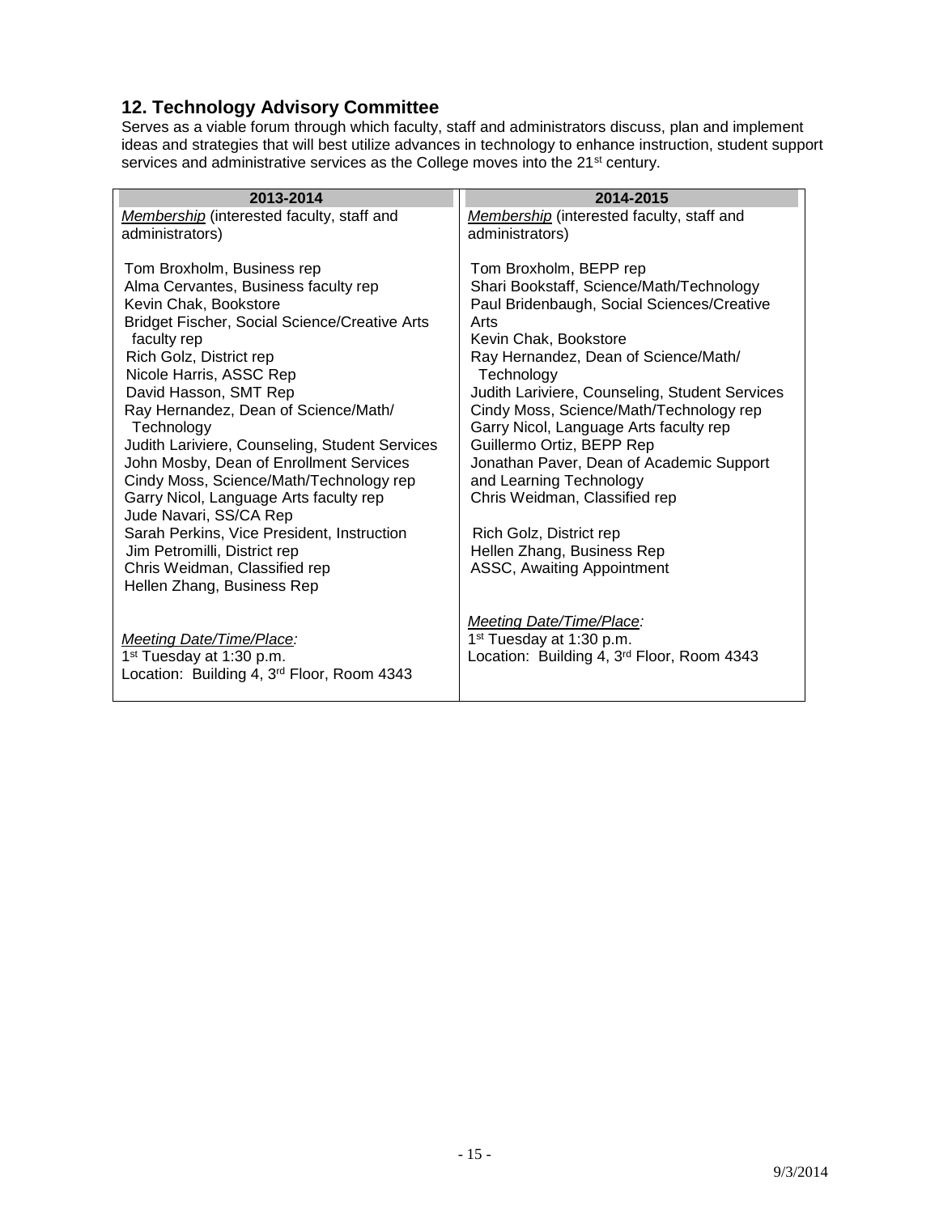## 12. Technology Advisory Committee

Serves as a viable forum through which faculty, staff and administrators discuss, plan and implement ideas and strategies that will best utilize advances in technology to enhance instruction, student support services and administrative services as the College moves into the 21st century.

| 2013-2014 | 2014-2015 |
| --- | --- |
| *Membership* (interested faculty, staff and administrators) | *Membership* (interested faculty, staff and administrators) |
| Tom Broxholm, Business rep<br>Alma Cervantes, Business faculty rep<br>Kevin Chak, Bookstore<br>Bridget Fischer, Social Science/Creative Arts faculty rep<br>Rich Golz, District rep<br>Nicole Harris, ASSC Rep<br>David Hasson, SMT Rep<br>Ray Hernandez, Dean of Science/Math/ Technology<br>Judith Lariviere, Counseling, Student Services<br>John Mosby, Dean of Enrollment Services<br>Cindy Moss, Science/Math/Technology rep<br>Garry Nicol, Language Arts faculty rep<br>Jude Navari, SS/CA Rep<br>Sarah Perkins, Vice President, Instruction<br>Jim Petromilli, District rep<br>Chris Weidman, Classified rep<br>Hellen Zhang, Business Rep | Tom Broxholm, BEPP rep<br>Shari Bookstaff, Science/Math/Technology<br>Paul Bridenbaugh, Social Sciences/Creative Arts<br>Kevin Chak, Bookstore<br>Ray Hernandez, Dean of Science/Math/ Technology<br>Judith Lariviere, Counseling, Student Services<br>Cindy Moss, Science/Math/Technology rep<br>Garry Nicol, Language Arts faculty rep<br>Guillermo Ortiz, BEPP Rep<br>Jonathan Paver, Dean of Academic Support and Learning Technology<br>Chris Weidman, Classified rep<br><br>Rich Golz, District rep<br>Hellen Zhang, Business Rep<br>ASSC, Awaiting Appointment |
| *Meeting Date/Time/Place:*<br>1st Tuesday at 1:30 p.m.<br>Location: Building 4, 3rd Floor, Room 4343 | *Meeting Date/Time/Place:*<br>1st Tuesday at 1:30 p.m.<br>Location: Building 4, 3rd Floor, Room 4343 |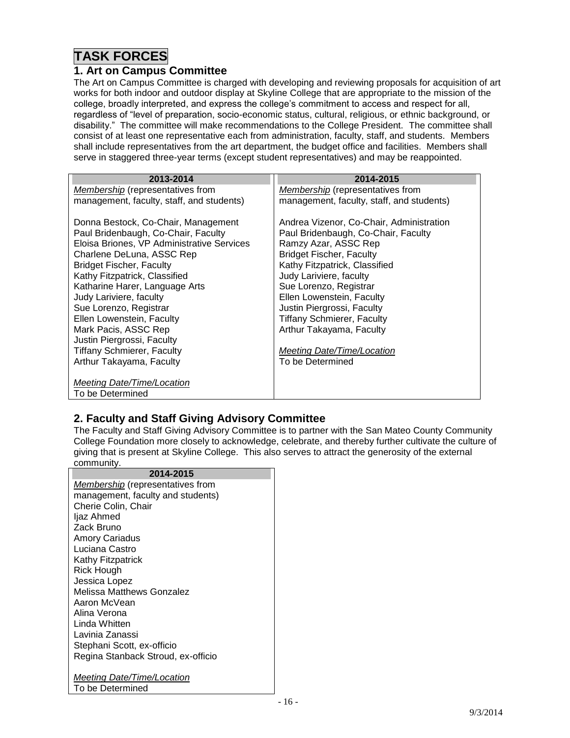# TASK FORCES

## 1. Art on Campus Committee

The Art on Campus Committee is charged with developing and reviewing proposals for acquisition of art works for both indoor and outdoor display at Skyline College that are appropriate to the mission of the college, broadly interpreted, and express the college's commitment to access and respect for all, regardless of "level of preparation, socio-economic status, cultural, religious, or ethnic background, or disability." The committee will make recommendations to the College President. The committee shall consist of at least one representative each from administration, faculty, staff, and students. Members shall include representatives from the art department, the budget office and facilities. Members shall serve in staggered three-year terms (except student representatives) and may be reappointed.

| 2013-2014 | 2014-2015 |
|---|---|
| *Membership* (representatives from management, faculty, staff, and students) | *Membership* (representatives from management, faculty, staff, and students) |
| Donna Bestock, Co-Chair, Management | Andrea Vizenor, Co-Chair, Administration |
| Paul Bridenbaugh, Co-Chair, Faculty | Paul Bridenbaugh, Co-Chair, Faculty |
| Eloisa Briones, VP Administrative Services | Ramzy Azar, ASSC Rep |
| Charlene DeLuna, ASSC Rep | Bridget Fischer, Faculty |
| Bridget Fischer, Faculty | Kathy Fitzpatrick, Classified |
| Kathy Fitzpatrick, Classified | Judy Lariviere, faculty |
| Katharine Harer, Language Arts | Sue Lorenzo, Registrar |
| Judy Lariviere, faculty | Ellen Lowenstein, Faculty |
| Sue Lorenzo, Registrar | Justin Piergrossi, Faculty |
| Ellen Lowenstein, Faculty | Tiffany Schmierer, Faculty |
| Mark Pacis, ASSC Rep | Arthur Takayama, Faculty |
| Justin Piergrossi, Faculty | |
| Tiffany Schmierer, Faculty | *Meeting Date/Time/Location* |
| Arthur Takayama, Faculty | To be Determined |
| | |
| *Meeting Date/Time/Location* | |
| To be Determined | |

## 2. Faculty and Staff Giving Advisory Committee

The Faculty and Staff Giving Advisory Committee is to partner with the San Mateo County Community College Foundation more closely to acknowledge, celebrate, and thereby further cultivate the culture of giving that is present at Skyline College. This also serves to attract the generosity of the external community.

| 2014-2015 |
|---|
| *Membership* (representatives from management, faculty and students) |
| Cherie Colin, Chair |
| Ijaz Ahmed |
| Zack Bruno |
| Amory Cariadus |
| Luciana Castro |
| Kathy Fitzpatrick |
| Rick Hough |
| Jessica Lopez |
| Melissa Matthews Gonzalez |
| Aaron McVean |
| Alina Verona |
| Linda Whitten |
| Lavinia Zanassi |
| Stephani Scott, ex-officio |
| Regina Stanback Stroud, ex-officio |
| |
| *Meeting Date/Time/Location* |
| To be Determined |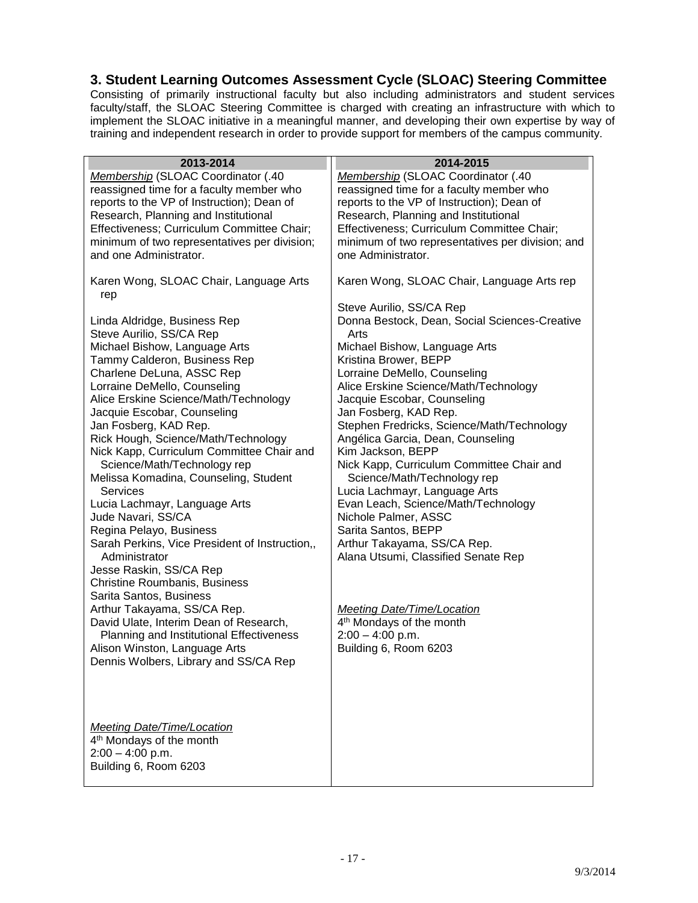## 3. Student Learning Outcomes Assessment Cycle (SLOAC) Steering Committee

Consisting of primarily instructional faculty but also including administrators and student services faculty/staff, the SLOAC Steering Committee is charged with creating an infrastructure with which to implement the SLOAC initiative in a meaningful manner, and developing their own expertise by way of training and independent research in order to provide support for members of the campus community.

| 2013-2014 | 2014-2015 |
|---|---|
| *Membership* (SLOAC Coordinator (.40 reassigned time for a faculty member who reports to the VP of Instruction); Dean of Research, Planning and Institutional Effectiveness; Curriculum Committee Chair; minimum of two representatives per division; and one Administrator. | *Membership* (SLOAC Coordinator (.40 reassigned time for a faculty member who reports to the VP of Instruction); Dean of Research, Planning and Institutional Effectiveness; Curriculum Committee Chair; minimum of two representatives per division; and one Administrator. |
| Karen Wong, SLOAC Chair, Language Arts rep | Karen Wong, SLOAC Chair, Language Arts rep |
| Linda Aldridge, Business Rep<br>Steve Aurilio, SS/CA Rep<br>Michael Bishow, Language Arts<br>Tammy Calderon, Business Rep<br>Charlene DeLuna, ASSC Rep<br>Lorraine DeMello, Counseling<br>Alice Erskine Science/Math/Technology<br>Jacquie Escobar, Counseling<br>Jan Fosberg, KAD Rep.<br>Rick Hough, Science/Math/Technology<br>Nick Kapp, Curriculum Committee Chair and Science/Math/Technology rep<br>Melissa Komadina, Counseling, Student Services<br>Lucia Lachmayr, Language Arts<br>Jude Navari, SS/CA<br>Regina Pelayo, Business<br>Sarah Perkins, Vice President of Instruction,, Administrator<br>Jesse Raskin, SS/CA Rep<br>Christine Roumbanis, Business<br>Sarita Santos, Business<br>Arthur Takayama, SS/CA Rep.<br>David Ulate, Interim Dean of Research, Planning and Institutional Effectiveness<br>Alison Winston, Language Arts<br>Dennis Wolbers, Library and SS/CA Rep | Steve Aurilio, SS/CA Rep<br>Donna Bestock, Dean, Social Sciences-Creative Arts<br>Michael Bishow, Language Arts<br>Kristina Brower, BEPP<br>Lorraine DeMello, Counseling<br>Alice Erskine Science/Math/Technology<br>Jacquie Escobar, Counseling<br>Jan Fosberg, KAD Rep.<br>Stephen Fredricks, Science/Math/Technology<br>Angélica Garcia, Dean, Counseling<br>Kim Jackson, BEPP<br>Nick Kapp, Curriculum Committee Chair and Science/Math/Technology rep<br>Lucia Lachmayr, Language Arts<br>Evan Leach, Science/Math/Technology<br>Nichole Palmer, ASSC<br>Sarita Santos, BEPP<br>Arthur Takayama, SS/CA Rep.<br>Alana Utsumi, Classified Senate Rep |
| *Meeting Date/Time/Location*<br>4th Mondays of the month<br>2:00 – 4:00 p.m.<br>Building 6, Room 6203 | *Meeting Date/Time/Location*<br>4th Mondays of the month<br>2:00 – 4:00 p.m.<br>Building 6, Room 6203 |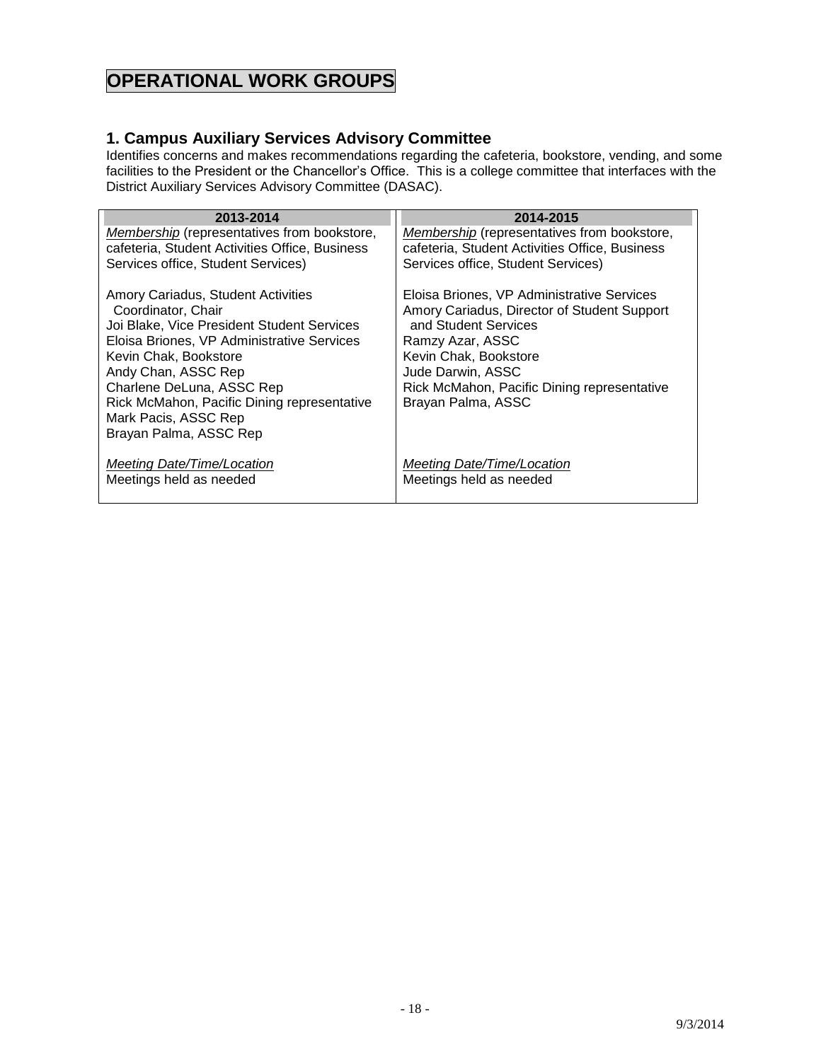# OPERATIONAL WORK GROUPS

## 1. Campus Auxiliary Services Advisory Committee

Identifies concerns and makes recommendations regarding the cafeteria, bookstore, vending, and some facilities to the President or the Chancellor's Office. This is a college committee that interfaces with the District Auxiliary Services Advisory Committee (DASAC).

| 2013-2014 | 2014-2015 |
|---|---|
| *Membership* (representatives from bookstore, cafeteria, Student Activities Office, Business Services office, Student Services) | *Membership* (representatives from bookstore, cafeteria, Student Activities Office, Business Services office, Student Services) |
| Amory Cariadus, Student Activities Coordinator, Chair<br>Joi Blake, Vice President Student Services<br>Eloisa Briones, VP Administrative Services<br>Kevin Chak, Bookstore<br>Andy Chan, ASSC Rep<br>Charlene DeLuna, ASSC Rep<br>Rick McMahon, Pacific Dining representative<br>Mark Pacis, ASSC Rep<br>Brayan Palma, ASSC Rep | Eloisa Briones, VP Administrative Services<br>Amory Cariadus, Director of Student Support and Student Services<br>Ramzy Azar, ASSC<br>Kevin Chak, Bookstore<br>Jude Darwin, ASSC<br>Rick McMahon, Pacific Dining representative<br>Brayan Palma, ASSC |
| *Meeting Date/Time/Location*<br>Meetings held as needed | *Meeting Date/Time/Location*<br>Meetings held as needed |

9/3/2014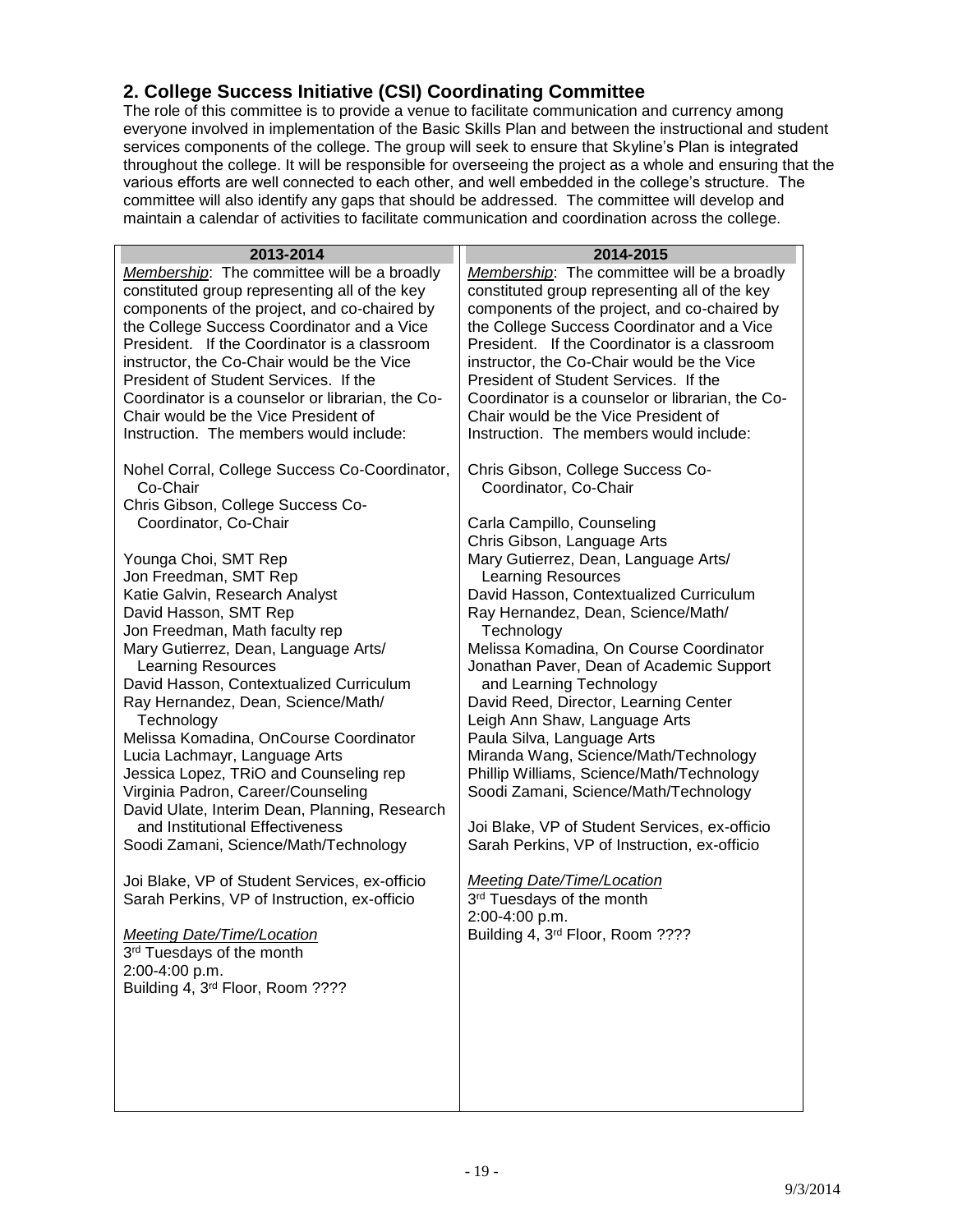## 2. College Success Initiative (CSI) Coordinating Committee

The role of this committee is to provide a venue to facilitate communication and currency among everyone involved in implementation of the Basic Skills Plan and between the instructional and student services components of the college. The group will seek to ensure that Skyline's Plan is integrated throughout the college. It will be responsible for overseeing the project as a whole and ensuring that the various efforts are well connected to each other, and well embedded in the college's structure. The committee will also identify any gaps that should be addressed. The committee will develop and maintain a calendar of activities to facilitate communication and coordination across the college.

### 2013-2014

*Membership*: The committee will be a broadly constituted group representing all of the key components of the project, and co-chaired by the College Success Coordinator and a Vice President. If the Coordinator is a classroom instructor, the Co-Chair would be the Vice President of Student Services. If the Coordinator is a counselor or librarian, the Co-Chair would be the Vice President of Instruction. The members would include:

Nohel Corral, College Success Co-Coordinator, Co-Chair
Chris Gibson, College Success Co-Coordinator, Co-Chair

Younga Choi, SMT Rep
Jon Freedman, SMT Rep
Katie Galvin, Research Analyst
David Hasson, SMT Rep
Jon Freedman, Math faculty rep
Mary Gutierrez, Dean, Language Arts/ Learning Resources
David Hasson, Contextualized Curriculum
Ray Hernandez, Dean, Science/Math/ Technology
Melissa Komadina, OnCourse Coordinator
Lucia Lachmayr, Language Arts
Jessica Lopez, TRiO and Counseling rep
Virginia Padron, Career/Counseling
David Ulate, Interim Dean, Planning, Research and Institutional Effectiveness
Soodi Zamani, Science/Math/Technology

Joi Blake, VP of Student Services, ex-officio
Sarah Perkins, VP of Instruction, ex-officio

*Meeting Date/Time/Location*
3rd Tuesdays of the month
2:00-4:00 p.m.
Building 4, 3rd Floor, Room ????

### 2014-2015

*Membership*: The committee will be a broadly constituted group representing all of the key components of the project, and co-chaired by the College Success Coordinator and a Vice President. If the Coordinator is a classroom instructor, the Co-Chair would be the Vice President of Student Services. If the Coordinator is a counselor or librarian, the Co-Chair would be the Vice President of Instruction. The members would include:

Chris Gibson, College Success Co-Coordinator, Co-Chair

Carla Campillo, Counseling
Chris Gibson, Language Arts
Mary Gutierrez, Dean, Language Arts/ Learning Resources
David Hasson, Contextualized Curriculum
Ray Hernandez, Dean, Science/Math/ Technology
Melissa Komadina, On Course Coordinator
Jonathan Paver, Dean of Academic Support and Learning Technology
David Reed, Director, Learning Center
Leigh Ann Shaw, Language Arts
Paula Silva, Language Arts
Miranda Wang, Science/Math/Technology
Phillip Williams, Science/Math/Technology
Soodi Zamani, Science/Math/Technology

Joi Blake, VP of Student Services, ex-officio
Sarah Perkins, VP of Instruction, ex-officio

*Meeting Date/Time/Location*
3rd Tuesdays of the month
2:00-4:00 p.m.
Building 4, 3rd Floor, Room ????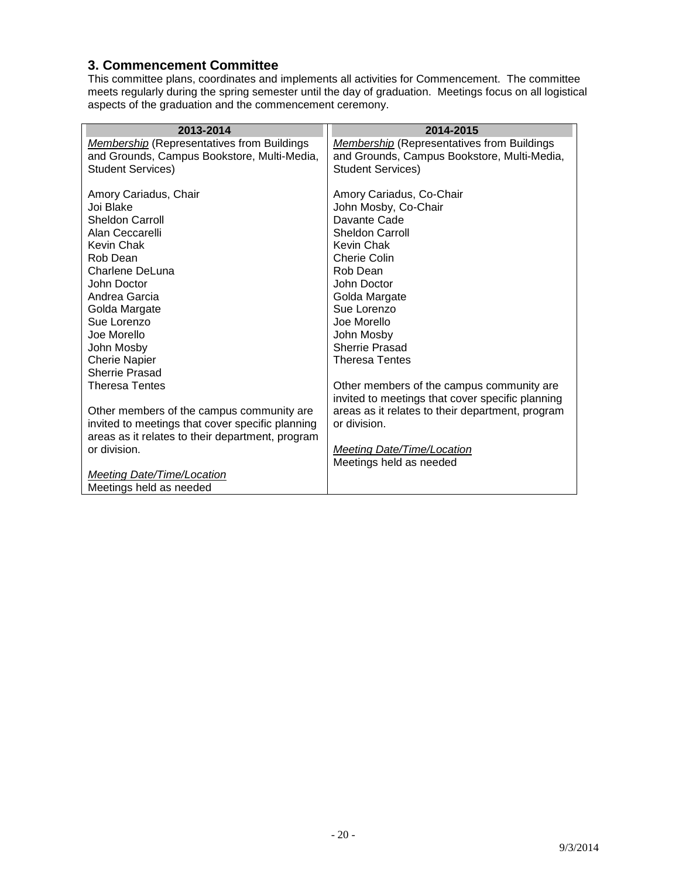### 3. Commencement Committee

This committee plans, coordinates and implements all activities for Commencement. The committee meets regularly during the spring semester until the day of graduation. Meetings focus on all logistical aspects of the graduation and the commencement ceremony.

| 2013-2014 | 2014-2015 |
|---|---|
| *Membership* (Representatives from Buildings and Grounds, Campus Bookstore, Multi-Media, Student Services) | *Membership* (Representatives from Buildings and Grounds, Campus Bookstore, Multi-Media, Student Services) |
| Amory Cariadus, Chair<br>Joi Blake<br>Sheldon Carroll<br>Alan Ceccarelli<br>Kevin Chak<br>Rob Dean<br>Charlene DeLuna<br>John Doctor<br>Andrea Garcia<br>Golda Margate<br>Sue Lorenzo<br>Joe Morello<br>John Mosby<br>Cherie Napier<br>Sherrie Prasad<br>Theresa Tentes | Amory Cariadus, Co-Chair<br>John Mosby, Co-Chair<br>Davante Cade<br>Sheldon Carroll<br>Kevin Chak<br>Cherie Colin<br>Rob Dean<br>John Doctor<br>Golda Margate<br>Sue Lorenzo<br>Joe Morello<br>John Mosby<br>Sherrie Prasad<br>Theresa Tentes |
| Other members of the campus community are invited to meetings that cover specific planning areas as it relates to their department, program or division. | Other members of the campus community are invited to meetings that cover specific planning areas as it relates to their department, program or division. |
| *Meeting Date/Time/Location*<br>Meetings held as needed | *Meeting Date/Time/Location*<br>Meetings held as needed |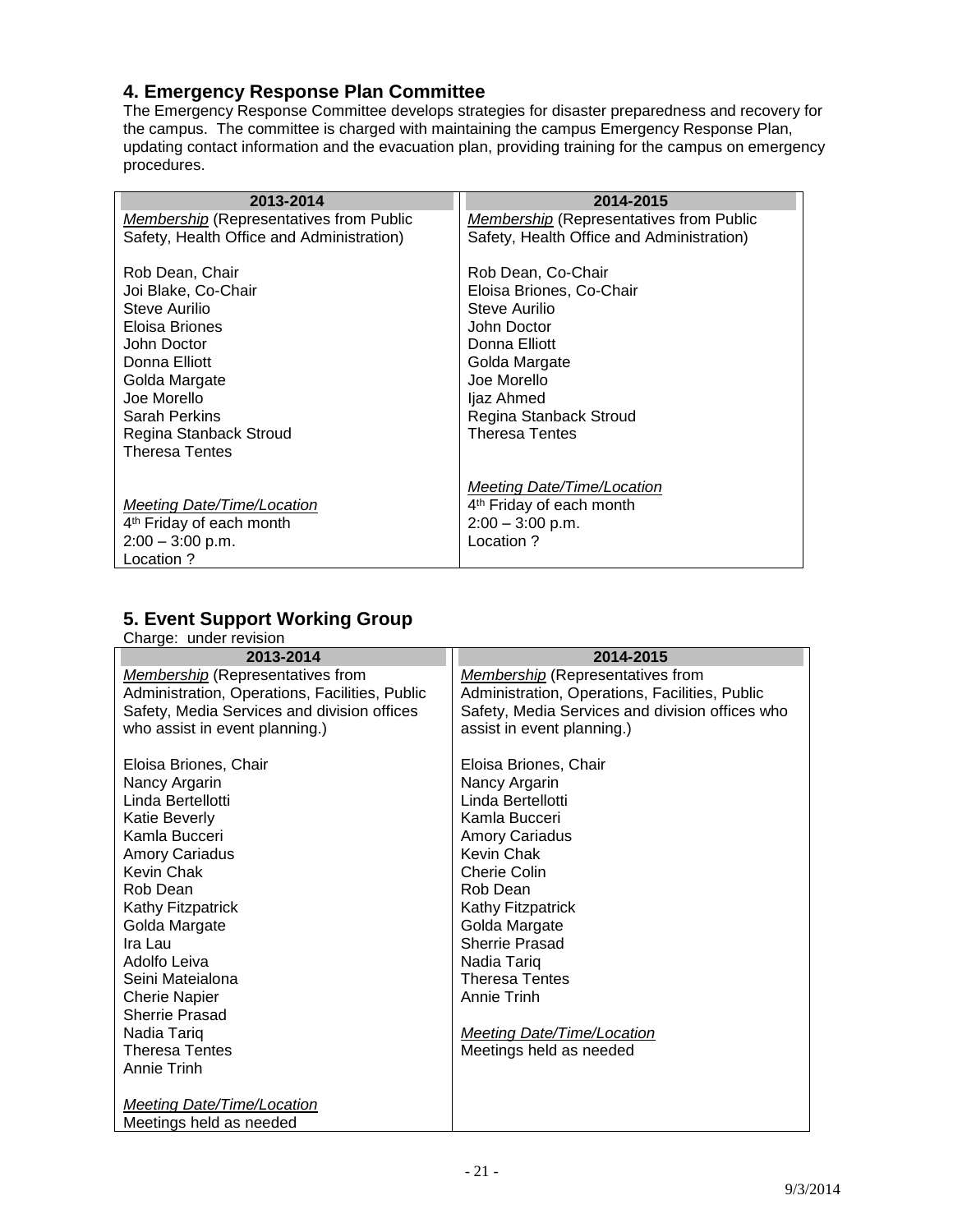## 4. Emergency Response Plan Committee

The Emergency Response Committee develops strategies for disaster preparedness and recovery for the campus. The committee is charged with maintaining the campus Emergency Response Plan, updating contact information and the evacuation plan, providing training for the campus on emergency procedures.

| 2013-2014 | 2014-2015 |
|---|---|
| *Membership* (Representatives from Public Safety, Health Office and Administration)<br><br>Rob Dean, Chair<br>Joi Blake, Co-Chair<br>Steve Aurilio<br>Eloisa Briones<br>John Doctor<br>Donna Elliott<br>Golda Margate<br>Joe Morello<br>Sarah Perkins<br>Regina Stanback Stroud<br>Theresa Tentes<br><br>*Meeting Date/Time/Location*<br>4th Friday of each month<br>2:00 – 3:00 p.m.<br>Location ? | *Membership* (Representatives from Public Safety, Health Office and Administration)<br><br>Rob Dean, Co-Chair<br>Eloisa Briones, Co-Chair<br>Steve Aurilio<br>John Doctor<br>Donna Elliott<br>Golda Margate<br>Joe Morello<br>Ijaz Ahmed<br>Regina Stanback Stroud<br>Theresa Tentes<br><br>*Meeting Date/Time/Location*<br>4th Friday of each month<br>2:00 – 3:00 p.m.<br>Location ? |

## 5. Event Support Working Group

Charge: under revision

| 2013-2014 | 2014-2015 |
|---|---|
| *Membership* (Representatives from Administration, Operations, Facilities, Public Safety, Media Services and division offices who assist in event planning.)<br><br>Eloisa Briones, Chair<br>Nancy Argarin<br>Linda Bertellotti<br>Katie Beverly<br>Kamla Bucceri<br>Amory Cariadus<br>Kevin Chak<br>Rob Dean<br>Kathy Fitzpatrick<br>Golda Margate<br>Ira Lau<br>Adolfo Leiva<br>Seini Mateialona<br>Cherie Napier<br>Sherrie Prasad<br>Nadia Tariq<br>Theresa Tentes<br>Annie Trinh<br><br>*Meeting Date/Time/Location*<br>Meetings held as needed | *Membership* (Representatives from Administration, Operations, Facilities, Public Safety, Media Services and division offices who assist in event planning.)<br><br>Eloisa Briones, Chair<br>Nancy Argarin<br>Linda Bertellotti<br>Kamla Bucceri<br>Amory Cariadus<br>Kevin Chak<br>Cherie Colin<br>Rob Dean<br>Kathy Fitzpatrick<br>Golda Margate<br>Sherrie Prasad<br>Nadia Tariq<br>Theresa Tentes<br>Annie Trinh<br><br>*Meeting Date/Time/Location*<br>Meetings held as needed |

9/3/2014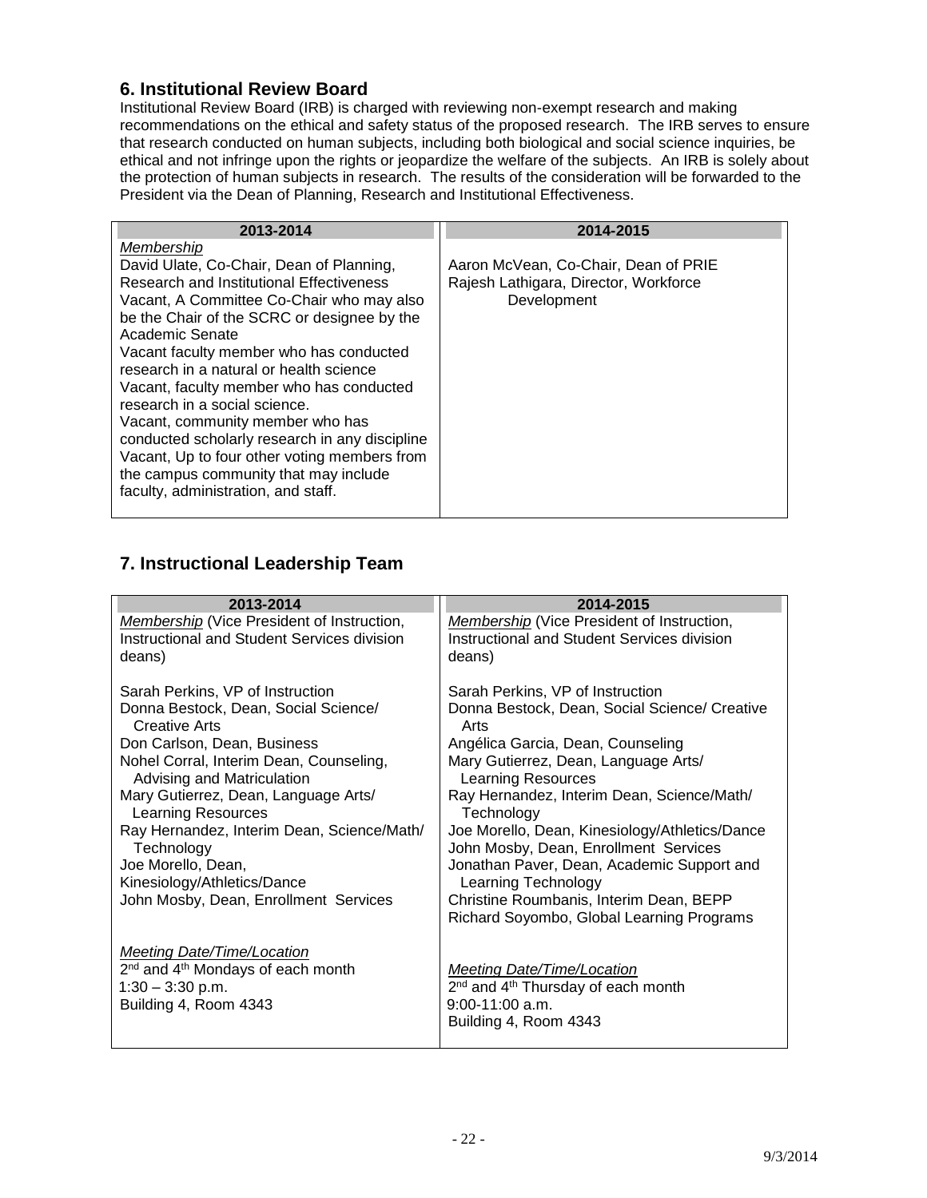## 6. Institutional Review Board

Institutional Review Board (IRB) is charged with reviewing non-exempt research and making recommendations on the ethical and safety status of the proposed research. The IRB serves to ensure that research conducted on human subjects, including both biological and social science inquiries, be ethical and not infringe upon the rights or jeopardize the welfare of the subjects. An IRB is solely about the protection of human subjects in research. The results of the consideration will be forwarded to the President via the Dean of Planning, Research and Institutional Effectiveness.

| 2013-2014 | 2014-2015 |
|---|---|
| *Membership*<br>David Ulate, Co-Chair, Dean of Planning, Research and Institutional Effectiveness<br>Vacant, A Committee Co-Chair who may also be the Chair of the SCRC or designee by the Academic Senate<br>Vacant faculty member who has conducted research in a natural or health science<br>Vacant, faculty member who has conducted research in a social science.<br>Vacant, community member who has conducted scholarly research in any discipline<br>Vacant, Up to four other voting members from the campus community that may include faculty, administration, and staff. | Aaron McVean, Co-Chair, Dean of PRIE<br>Rajesh Lathigara, Director, Workforce Development |

## 7. Instructional Leadership Team

| 2013-2014 | 2014-2015 |
|---|---|
| *Membership* (Vice President of Instruction, Instructional and Student Services division deans)<br><br>Sarah Perkins, VP of Instruction<br>Donna Bestock, Dean, Social Science/ Creative Arts<br>Don Carlson, Dean, Business<br>Nohel Corral, Interim Dean, Counseling, Advising and Matriculation<br>Mary Gutierrez, Dean, Language Arts/ Learning Resources<br>Ray Hernandez, Interim Dean, Science/Math/ Technology<br>Joe Morello, Dean, Kinesiology/Athletics/Dance<br>John Mosby, Dean, Enrollment Services<br><br>*Meeting Date/Time/Location*<br>2nd and 4th Mondays of each month<br>1:30 – 3:30 p.m.<br>Building 4, Room 4343 | *Membership* (Vice President of Instruction, Instructional and Student Services division deans)<br><br>Sarah Perkins, VP of Instruction<br>Donna Bestock, Dean, Social Science/ Creative Arts<br>Angélica Garcia, Dean, Counseling<br>Mary Gutierrez, Dean, Language Arts/ Learning Resources<br>Ray Hernandez, Interim Dean, Science/Math/ Technology<br>Joe Morello, Dean, Kinesiology/Athletics/Dance<br>John Mosby, Dean, Enrollment Services<br>Jonathan Paver, Dean, Academic Support and Learning Technology<br>Christine Roumbanis, Interim Dean, BEPP<br>Richard Soyombo, Global Learning Programs<br><br>*Meeting Date/Time/Location*<br>2nd and 4th Thursday of each month<br>9:00-11:00 a.m.<br>Building 4, Room 4343 |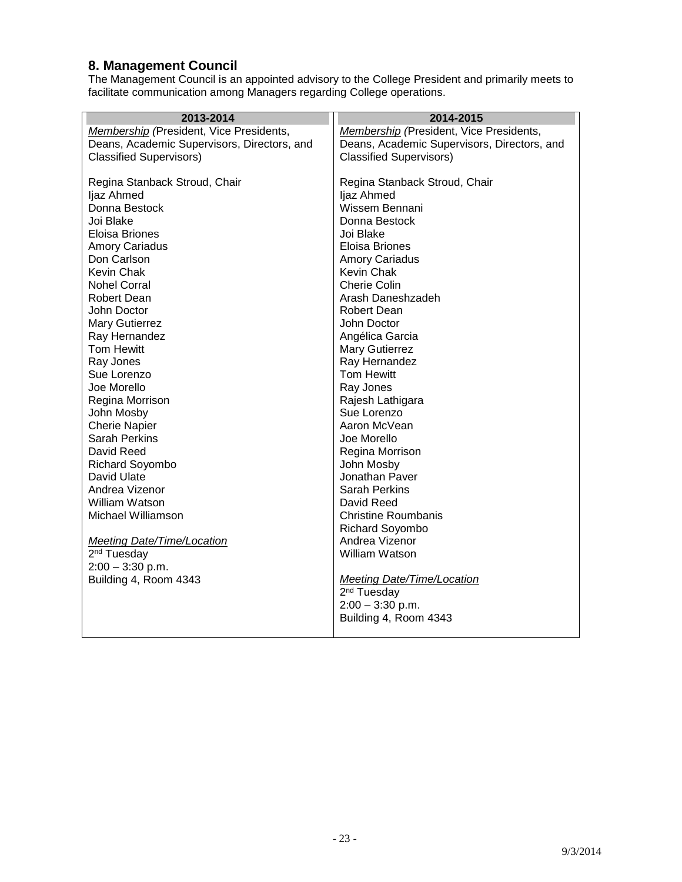## 8. Management Council

The Management Council is an appointed advisory to the College President and primarily meets to facilitate communication among Managers regarding College operations.

| 2013-2014 | 2014-2015 |
|---|---|
| *Membership* (President, Vice Presidents, Deans, Academic Supervisors, Directors, and Classified Supervisors) | *Membership* (President, Vice Presidents, Deans, Academic Supervisors, Directors, and Classified Supervisors) |
| Regina Stanback Stroud, Chair<br>Ijaz Ahmed<br>Donna Bestock<br>Joi Blake<br>Eloisa Briones<br>Amory Cariadus<br>Don Carlson<br>Kevin Chak<br>Nohel Corral<br>Robert Dean<br>John Doctor<br>Mary Gutierrez<br>Ray Hernandez<br>Tom Hewitt<br>Ray Jones<br>Sue Lorenzo<br>Joe Morello<br>Regina Morrison<br>John Mosby<br>Cherie Napier<br>Sarah Perkins<br>David Reed<br>Richard Soyombo<br>David Ulate<br>Andrea Vizenor<br>William Watson<br>Michael Williamson | Regina Stanback Stroud, Chair<br>Ijaz Ahmed<br>Wissem Bennani<br>Donna Bestock<br>Joi Blake<br>Eloisa Briones<br>Amory Cariadus<br>Kevin Chak<br>Cherie Colin<br>Arash Daneshzadeh<br>Robert Dean<br>John Doctor<br>Angélica Garcia<br>Mary Gutierrez<br>Ray Hernandez<br>Tom Hewitt<br>Ray Jones<br>Rajesh Lathigara<br>Sue Lorenzo<br>Aaron McVean<br>Joe Morello<br>Regina Morrison<br>John Mosby<br>Jonathan Paver<br>Sarah Perkins<br>David Reed<br>Christine Roumbanis<br>Richard Soyombo<br>Andrea Vizenor<br>William Watson |
| *Meeting Date/Time/Location*<br>2nd Tuesday<br>2:00 – 3:30 p.m.<br>Building 4, Room 4343 | *Meeting Date/Time/Location*<br>2nd Tuesday<br>2:00 – 3:30 p.m.<br>Building 4, Room 4343 |

9/3/2014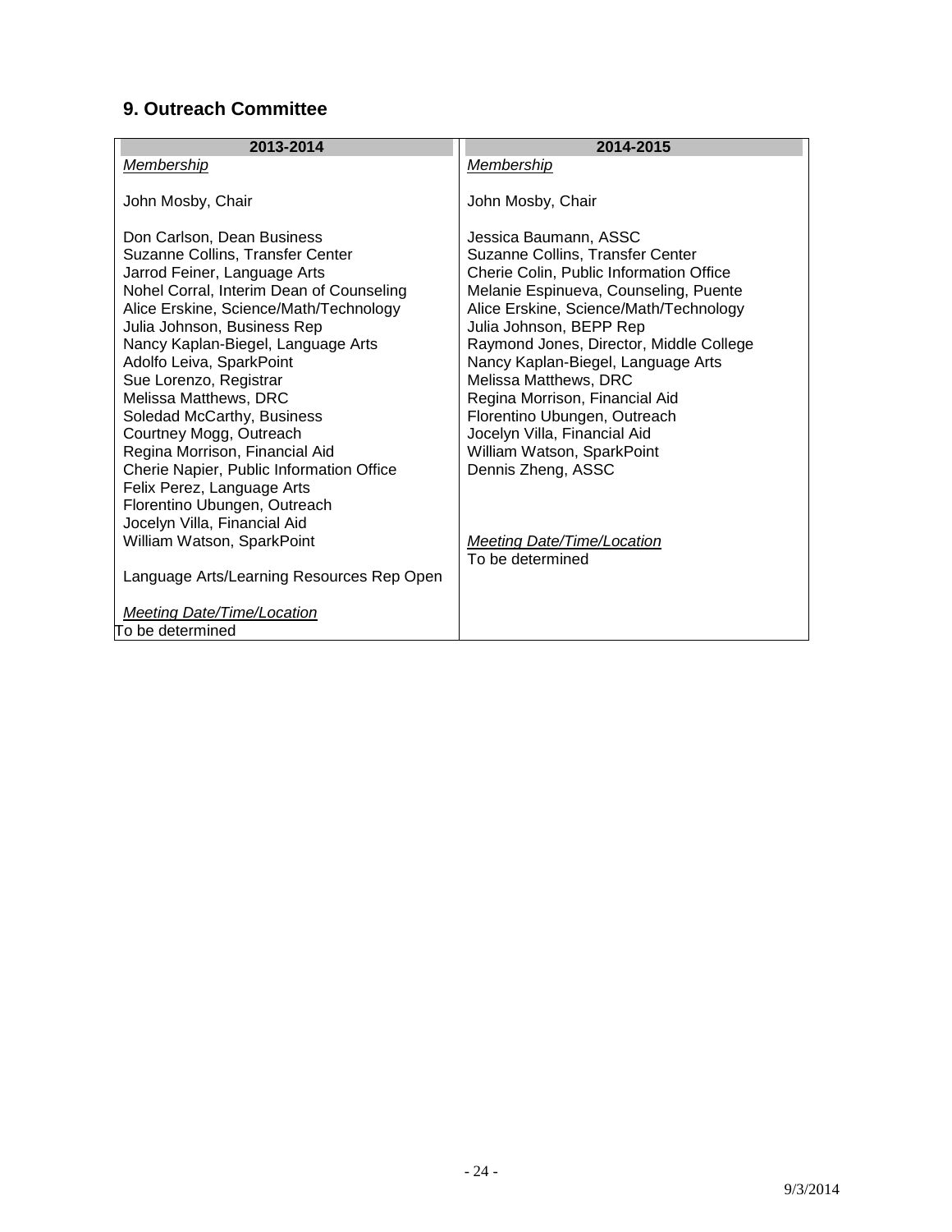## 9. Outreach Committee

| 2013-2014 | 2014-2015 |
|---|---|
| *Membership*<br><br>John Mosby, Chair<br><br>Don Carlson, Dean Business<br>Suzanne Collins, Transfer Center<br>Jarrod Feiner, Language Arts<br>Nohel Corral, Interim Dean of Counseling<br>Alice Erskine, Science/Math/Technology<br>Julia Johnson, Business Rep<br>Nancy Kaplan-Biegel, Language Arts<br>Adolfo Leiva, SparkPoint<br>Sue Lorenzo, Registrar<br>Melissa Matthews, DRC<br>Soledad McCarthy, Business<br>Courtney Mogg, Outreach<br>Regina Morrison, Financial Aid<br>Cherie Napier, Public Information Office<br>Felix Perez, Language Arts<br>Florentino Ubungen, Outreach<br>Jocelyn Villa, Financial Aid<br>William Watson, SparkPoint<br><br>Language Arts/Learning Resources Rep Open<br><br>*Meeting Date/Time/Location*<br>To be determined | *Membership*<br><br>John Mosby, Chair<br><br>Jessica Baumann, ASSC<br>Suzanne Collins, Transfer Center<br>Cherie Colin, Public Information Office<br>Melanie Espinueva, Counseling, Puente<br>Alice Erskine, Science/Math/Technology<br>Julia Johnson, BEPP Rep<br>Raymond Jones, Director, Middle College<br>Nancy Kaplan-Biegel, Language Arts<br>Melissa Matthews, DRC<br>Regina Morrison, Financial Aid<br>Florentino Ubungen, Outreach<br>Jocelyn Villa, Financial Aid<br>William Watson, SparkPoint<br>Dennis Zheng, ASSC<br><br>*Meeting Date/Time/Location*<br>To be determined |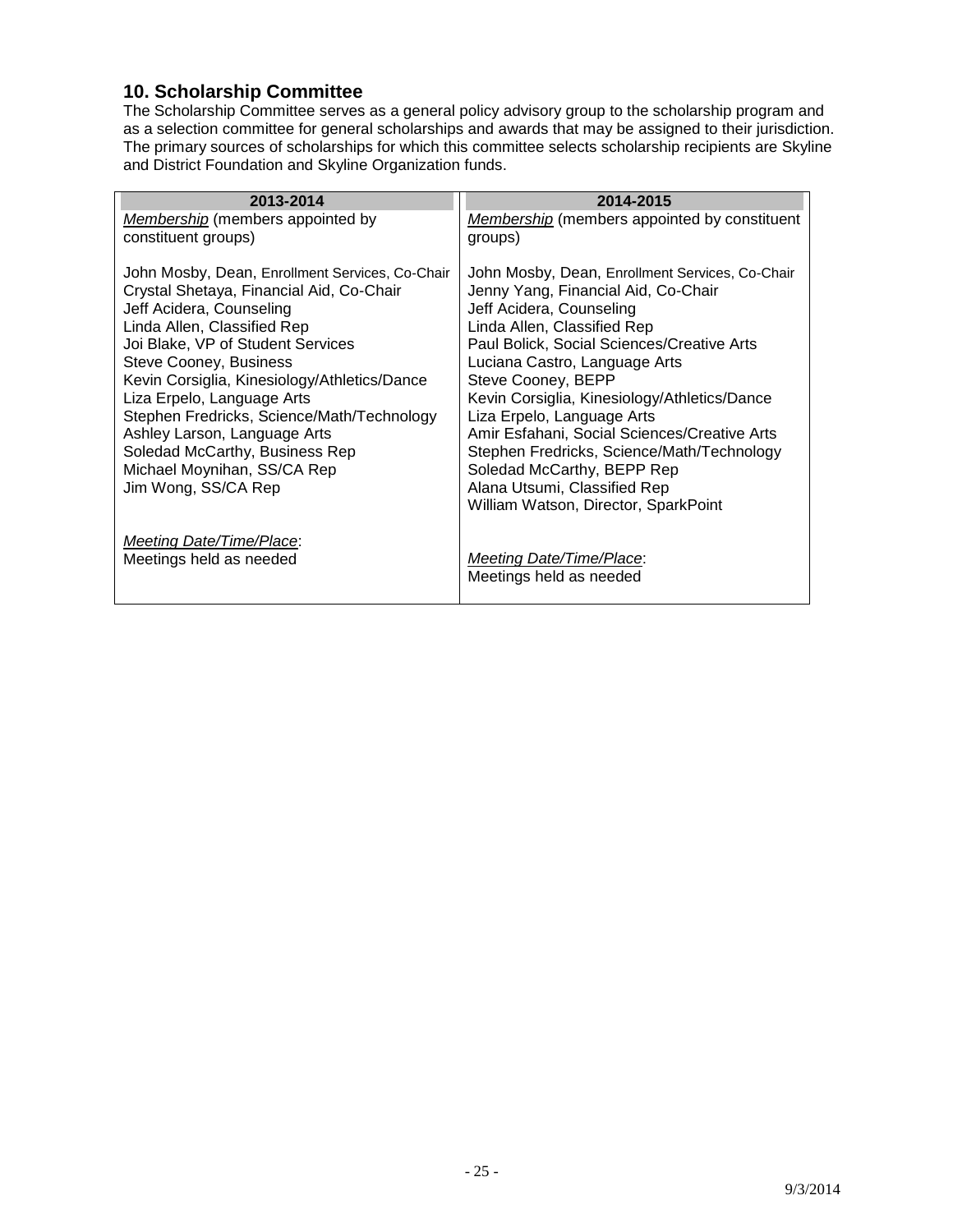## 10. Scholarship Committee

The Scholarship Committee serves as a general policy advisory group to the scholarship program and as a selection committee for general scholarships and awards that may be assigned to their jurisdiction. The primary sources of scholarships for which this committee selects scholarship recipients are Skyline and District Foundation and Skyline Organization funds.

| 2013-2014 | 2014-2015 |
|---|---|
| *Membership* (members appointed by constituent groups) | *Membership* (members appointed by constituent groups) |
| John Mosby, Dean, Enrollment Services, Co-Chair<br>Crystal Shetaya, Financial Aid, Co-Chair<br>Jeff Acidera, Counseling<br>Linda Allen, Classified Rep<br>Joi Blake, VP of Student Services<br>Steve Cooney, Business<br>Kevin Corsiglia, Kinesiology/Athletics/Dance<br>Liza Erpelo, Language Arts<br>Stephen Fredricks, Science/Math/Technology<br>Ashley Larson, Language Arts<br>Soledad McCarthy, Business Rep<br>Michael Moynihan, SS/CA Rep<br>Jim Wong, SS/CA Rep | John Mosby, Dean, Enrollment Services, Co-Chair<br>Jenny Yang, Financial Aid, Co-Chair<br>Jeff Acidera, Counseling<br>Linda Allen, Classified Rep<br>Paul Bolick, Social Sciences/Creative Arts<br>Luciana Castro, Language Arts<br>Steve Cooney, BEPP<br>Kevin Corsiglia, Kinesiology/Athletics/Dance<br>Liza Erpelo, Language Arts<br>Amir Esfahani, Social Sciences/Creative Arts<br>Stephen Fredricks, Science/Math/Technology<br>Soledad McCarthy, BEPP Rep<br>Alana Utsumi, Classified Rep<br>William Watson, Director, SparkPoint |
| *Meeting Date/Time/Place*:<br>Meetings held as needed | *Meeting Date/Time/Place*:<br>Meetings held as needed |

9/3/2014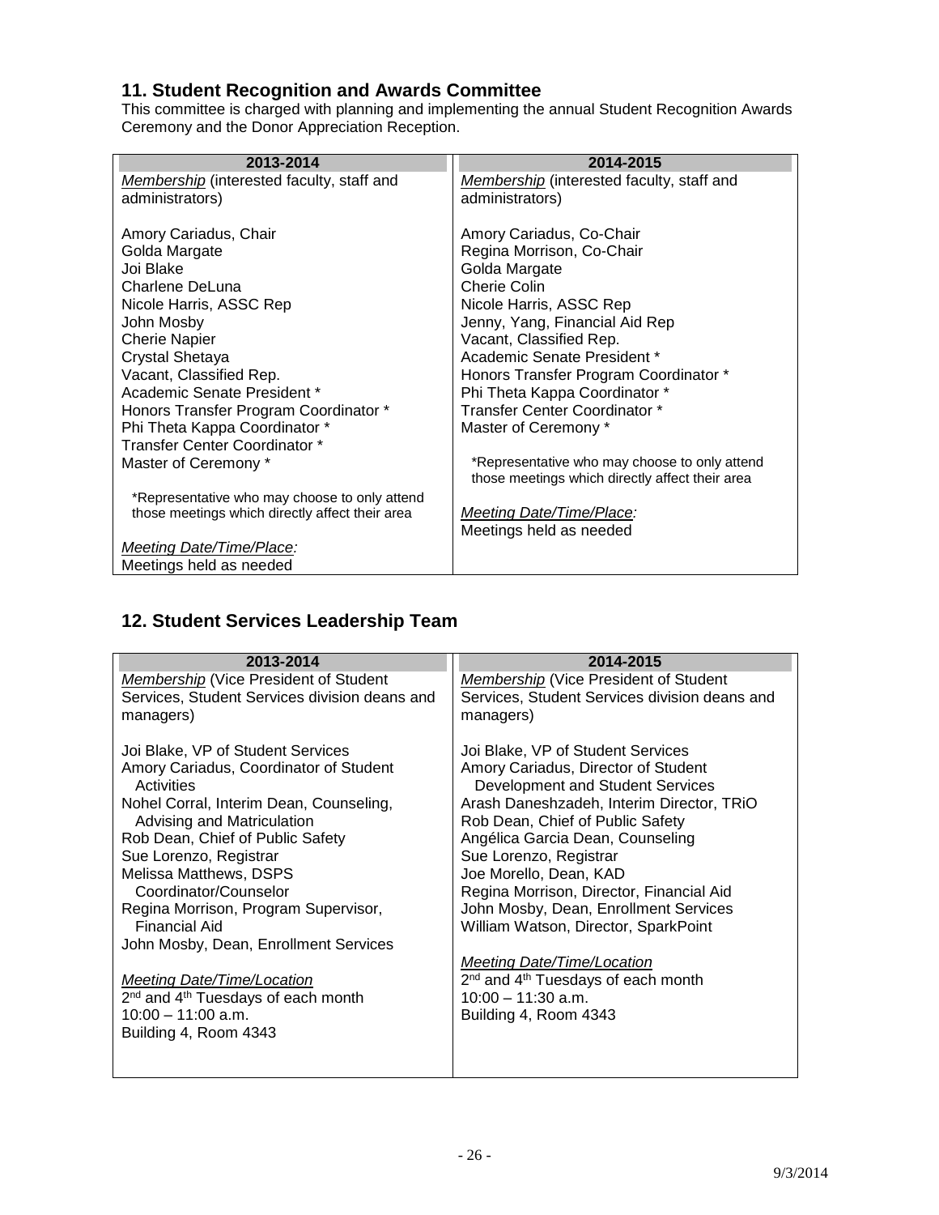## 11. Student Recognition and Awards Committee

This committee is charged with planning and implementing the annual Student Recognition Awards Ceremony and the Donor Appreciation Reception.

| 2013-2014 | 2014-2015 |
|---|---|
| *Membership* (interested faculty, staff and administrators)<br><br>Amory Cariadus, Chair<br>Golda Margate<br>Joi Blake<br>Charlene DeLuna<br>Nicole Harris, ASSC Rep<br>John Mosby<br>Cherie Napier<br>Crystal Shetaya<br>Vacant, Classified Rep.<br>Academic Senate President *<br>Honors Transfer Program Coordinator *<br>Phi Theta Kappa Coordinator *<br>Transfer Center Coordinator *<br>Master of Ceremony *<br><br>*Representative who may choose to only attend those meetings which directly affect their area<br><br>*Meeting Date/Time/Place:*<br>Meetings held as needed | *Membership* (interested faculty, staff and administrators)<br><br>Amory Cariadus, Co-Chair<br>Regina Morrison, Co-Chair<br>Golda Margate<br>Cherie Colin<br>Nicole Harris, ASSC Rep<br>Jenny, Yang, Financial Aid Rep<br>Vacant, Classified Rep.<br>Academic Senate President *<br>Honors Transfer Program Coordinator *<br>Phi Theta Kappa Coordinator *<br>Transfer Center Coordinator *<br>Master of Ceremony *<br><br>*Representative who may choose to only attend those meetings which directly affect their area<br><br>*Meeting Date/Time/Place:*<br>Meetings held as needed |

## 12. Student Services Leadership Team

| 2013-2014 | 2014-2015 |
|---|---|
| *Membership* (Vice President of Student Services, Student Services division deans and managers)<br><br>Joi Blake, VP of Student Services<br>Amory Cariadus, Coordinator of Student Activities<br>Nohel Corral, Interim Dean, Counseling, Advising and Matriculation<br>Rob Dean, Chief of Public Safety<br>Sue Lorenzo, Registrar<br>Melissa Matthews, DSPS Coordinator/Counselor<br>Regina Morrison, Program Supervisor, Financial Aid<br>John Mosby, Dean, Enrollment Services<br><br>*Meeting Date/Time/Location*<br>2nd and 4th Tuesdays of each month<br>10:00 – 11:00 a.m.<br>Building 4, Room 4343 | *Membership* (Vice President of Student Services, Student Services division deans and managers)<br><br>Joi Blake, VP of Student Services<br>Amory Cariadus, Director of Student Development and Student Services<br>Arash Daneshzadeh, Interim Director, TRiO<br>Rob Dean, Chief of Public Safety<br>Angélica Garcia Dean, Counseling<br>Sue Lorenzo, Registrar<br>Joe Morello, Dean, KAD<br>Regina Morrison, Director, Financial Aid<br>John Mosby, Dean, Enrollment Services<br>William Watson, Director, SparkPoint<br><br>*Meeting Date/Time/Location*<br>2nd and 4th Tuesdays of each month<br>10:00 – 11:30 a.m.<br>Building 4, Room 4343 |

9/3/2014